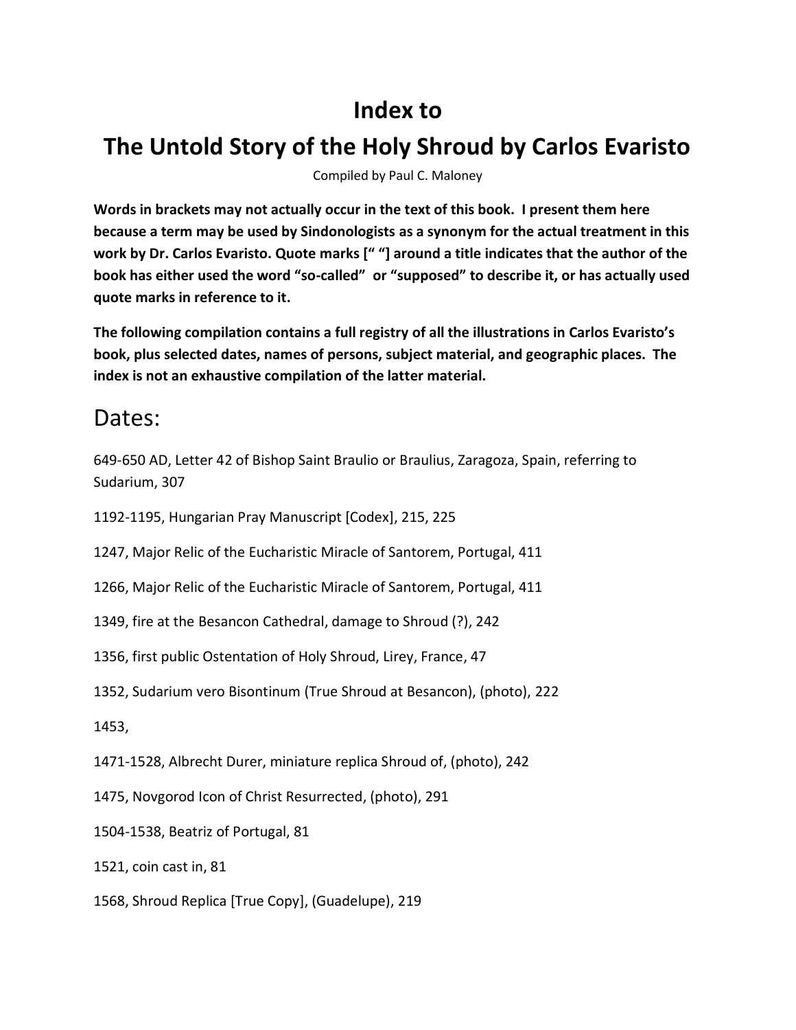# Index to

# The Untold Story of the Holy Shroud by Carlos Evaristo

Compiled by Paul C. Maloney

**Words in brackets may not actually occur in the text of this book. I present them here because a term may be used by Sindonologists as a synonym for the actual treatment in this work by Dr. Carlos Evaristo. Quote marks [" "] around a title indicates that the author of the book has either used the word "so-called" or "supposed" to describe it, or has actually used quote marks in reference to it.**

**The following compilation contains a full registry of all the illustrations in Carlos Evaristo's book, plus selected dates, names of persons, subject material, and geographic places. The index is not an exhaustive compilation of the latter material.**

## Dates:

649-650 AD, Letter 42 of Bishop Saint Braulio or Braulius, Zaragoza, Spain, referring to Sudarium, 307

1192-1195, Hungarian Pray Manuscript [Codex], 215, 225

1247, Major Relic of the Eucharistic Miracle of Santorem, Portugal, 411

1266, Major Relic of the Eucharistic Miracle of Santorem, Portugal, 411

1349, fire at the Besancon Cathedral, damage to Shroud (?), 242

1356, first public Ostentation of Holy Shroud, Lirey, France, 47

1352, Sudarium vero Bisontinum (True Shroud at Besancon), (photo), 222

1453,

1471-1528, Albrecht Durer, miniature replica Shroud of, (photo), 242

1475, Novgorod Icon of Christ Resurrected, (photo), 291

1504-1538, Beatriz of Portugal, 81

1521, coin cast in, 81

1568, Shroud Replica [True Copy], (Guadelupe), 219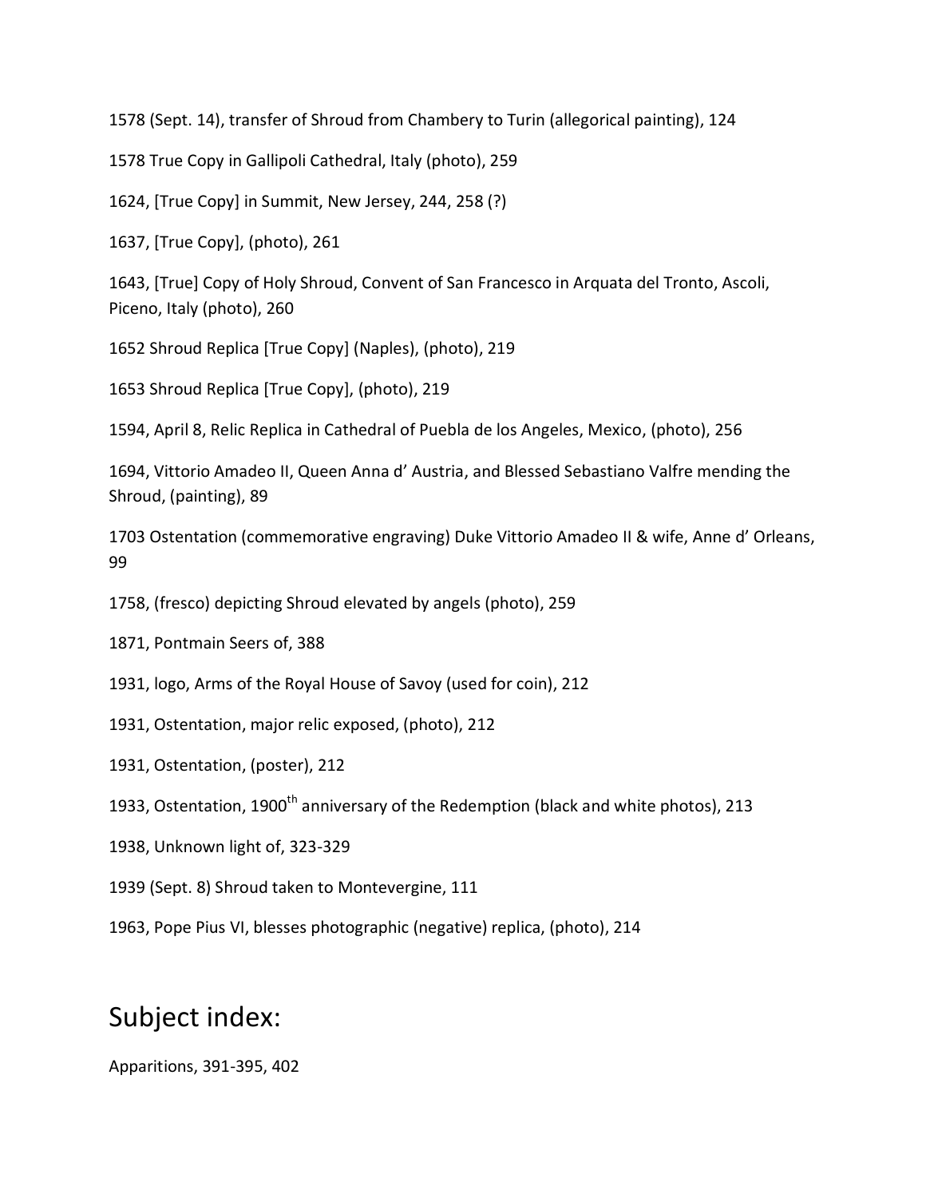1578 (Sept. 14), transfer of Shroud from Chambery to Turin (allegorical painting), 124

1578 True Copy in Gallipoli Cathedral, Italy (photo), 259

1624, [True Copy] in Summit, New Jersey, 244, 258 (?)

1637, [True Copy], (photo), 261

1643, [True] Copy of Holy Shroud, Convent of San Francesco in Arquata del Tronto, Ascoli, Piceno, Italy (photo), 260

1652 Shroud Replica [True Copy] (Naples), (photo), 219

1653 Shroud Replica [True Copy], (photo), 219

1594, April 8, Relic Replica in Cathedral of Puebla de los Angeles, Mexico, (photo), 256

1694, Vittorio Amadeo II, Queen Anna d' Austria, and Blessed Sebastiano Valfre mending the Shroud, (painting), 89

1703 Ostentation (commemorative engraving) Duke Vittorio Amadeo II & wife, Anne d' Orleans, 99

1758, (fresco) depicting Shroud elevated by angels (photo), 259

1871, Pontmain Seers of, 388

1931, logo, Arms of the Royal House of Savoy (used for coin), 212

1931, Ostentation, major relic exposed, (photo), 212

1931, Ostentation, (poster), 212

1933, Ostentation, 1900th anniversary of the Redemption (black and white photos), 213

1938, Unknown light of, 323-329

1939 (Sept. 8) Shroud taken to Montevergine, 111

1963, Pope Pius VI, blesses photographic (negative) replica, (photo), 214

# Subject index:

Apparitions, 391-395, 402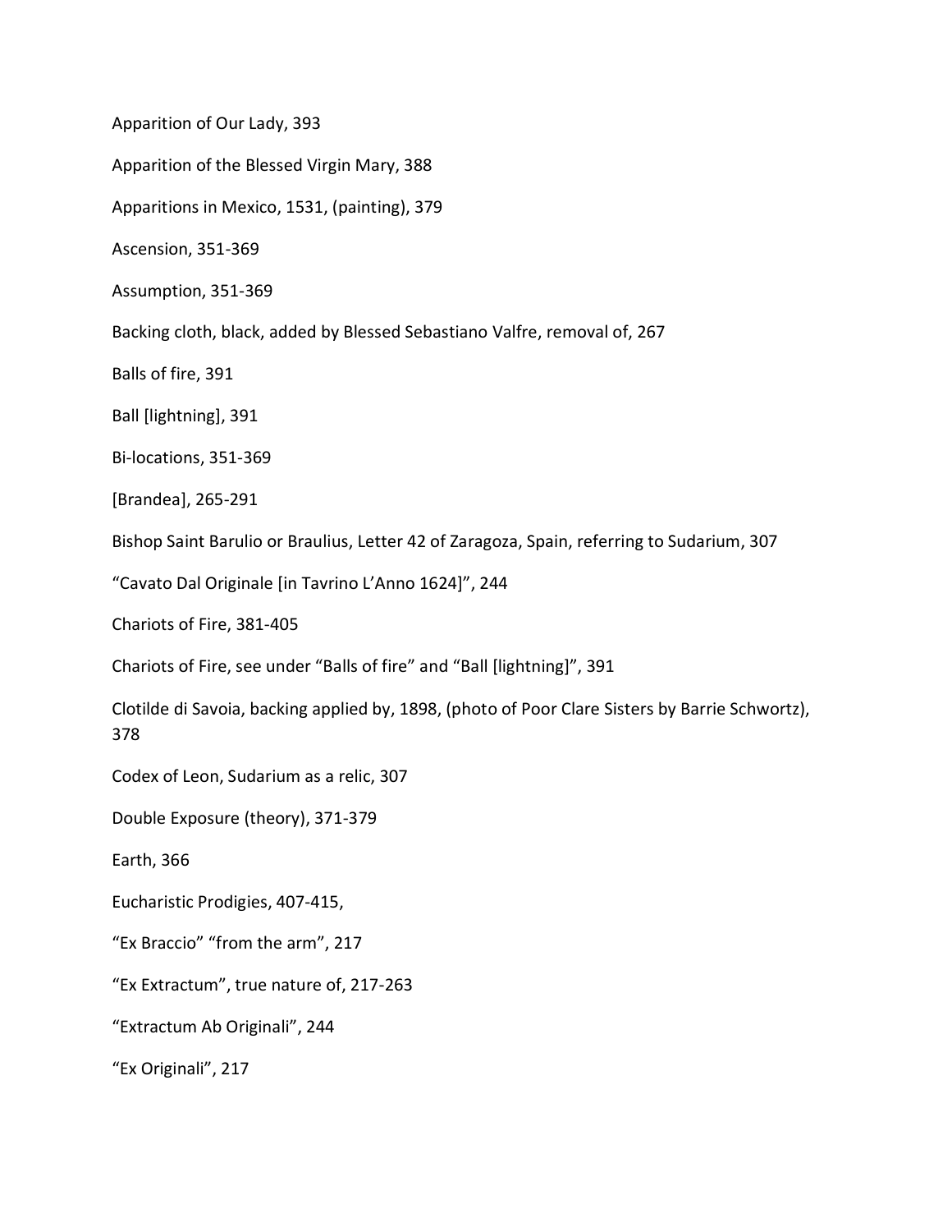Apparition of Our Lady, 393

Apparition of the Blessed Virgin Mary, 388

Apparitions in Mexico, 1531, (painting), 379

Ascension, 351-369

Assumption, 351-369

Backing cloth, black, added by Blessed Sebastiano Valfre, removal of, 267

Balls of fire, 391

Ball [lightning], 391

Bi-locations, 351-369

[Brandea], 265-291

Bishop Saint Barulio or Braulius, Letter 42 of Zaragoza, Spain, referring to Sudarium, 307

"Cavato Dal Originale [in Tavrino L'Anno 1624]", 244

Chariots of Fire, 381-405

Chariots of Fire, see under "Balls of fire" and "Ball [lightning]", 391

Clotilde di Savoia, backing applied by, 1898, (photo of Poor Clare Sisters by Barrie Schwortz), 378

Codex of Leon, Sudarium as a relic, 307

Double Exposure (theory), 371-379

Earth, 366

Eucharistic Prodigies, 407-415,

"Ex Braccio" "from the arm", 217

"Ex Extractum", true nature of, 217-263

"Extractum Ab Originali", 244

"Ex Originali", 217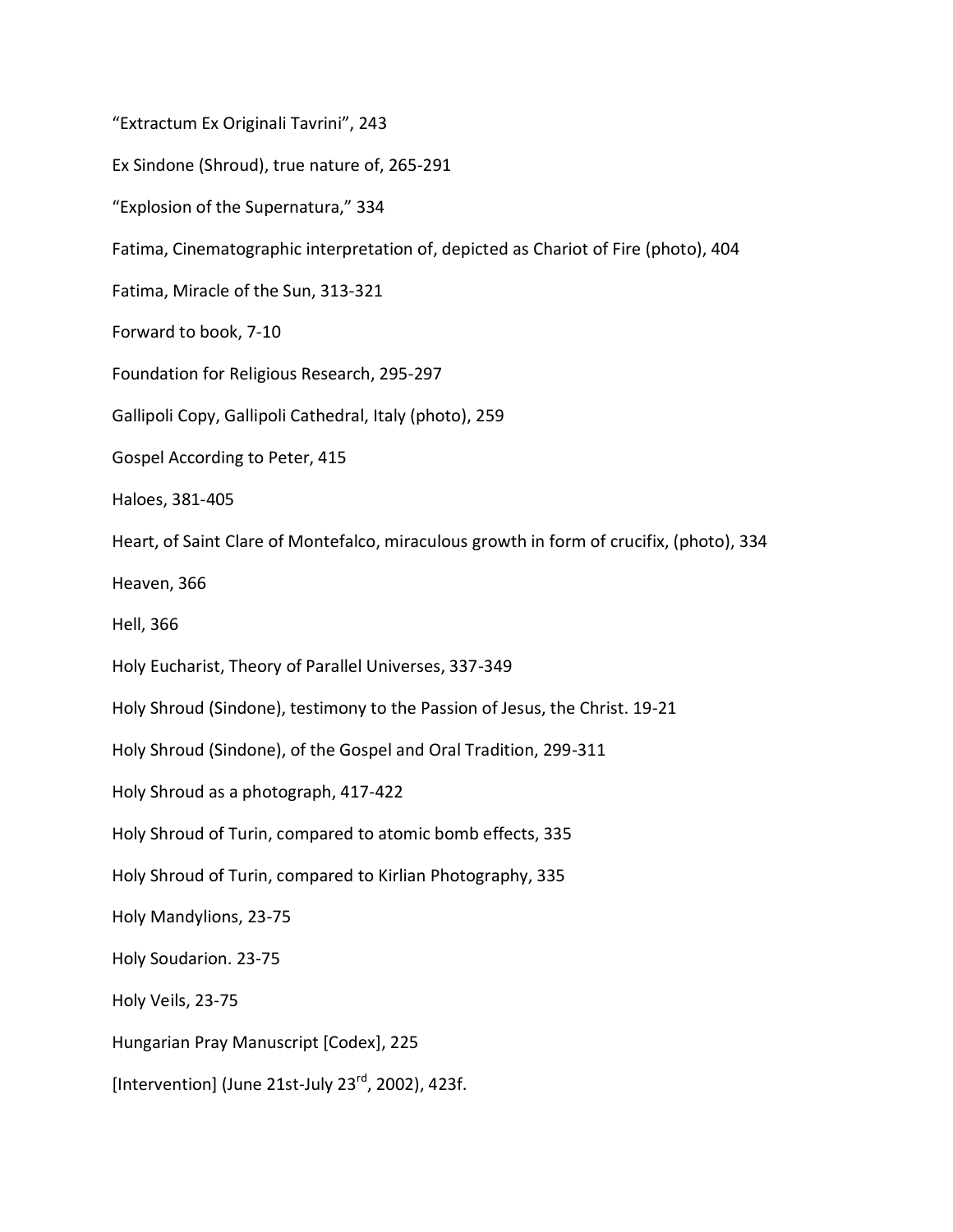“Extractum Ex Originali Tavrini”, 243

Ex Sindone (Shroud), true nature of, 265-291

“Explosion of the Supernatura,” 334

Fatima, Cinematographic interpretation of, depicted as Chariot of Fire (photo), 404

Fatima, Miracle of the Sun, 313-321

Forward to book, 7-10

Foundation for Religious Research, 295-297

Gallipoli Copy, Gallipoli Cathedral, Italy (photo), 259

Gospel According to Peter, 415

Haloes, 381-405

Heart, of Saint Clare of Montefalco, miraculous growth in form of crucifix, (photo), 334

Heaven, 366

Hell, 366

Holy Eucharist, Theory of Parallel Universes, 337-349

Holy Shroud (Sindone), testimony to the Passion of Jesus, the Christ. 19-21

Holy Shroud (Sindone), of the Gospel and Oral Tradition, 299-311

Holy Shroud as a photograph, 417-422

Holy Shroud of Turin, compared to atomic bomb effects, 335

Holy Shroud of Turin, compared to Kirlian Photography, 335

Holy Mandylions, 23-75

Holy Soudarion. 23-75

Holy Veils, 23-75

Hungarian Pray Manuscript [Codex], 225

[Intervention] (June 21st-July 23rd, 2002), 423f.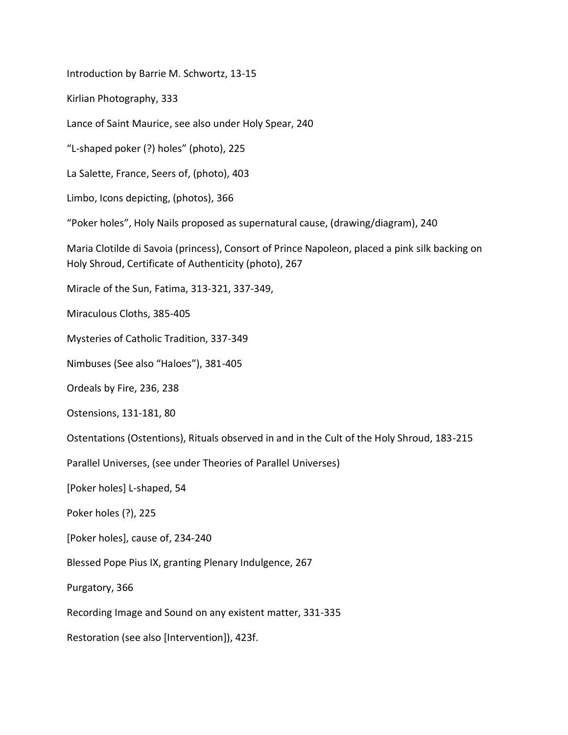Introduction by Barrie M. Schwortz, 13-15

Kirlian Photography, 333

Lance of Saint Maurice, see also under Holy Spear, 240

“L-shaped poker (?) holes” (photo), 225

La Salette, France, Seers of, (photo), 403

Limbo, Icons depicting, (photos), 366

“Poker holes”, Holy Nails proposed as supernatural cause, (drawing/diagram), 240

Maria Clotilde di Savoia (princess), Consort of Prince Napoleon, placed a pink silk backing on Holy Shroud, Certificate of Authenticity (photo), 267

Miracle of the Sun, Fatima, 313-321, 337-349,

Miraculous Cloths, 385-405

Mysteries of Catholic Tradition, 337-349

Nimbuses (See also “Haloes”), 381-405

Ordeals by Fire, 236, 238

Ostensions, 131-181, 80

Ostentations (Ostentions), Rituals observed in and in the Cult of the Holy Shroud, 183-215

Parallel Universes, (see under Theories of Parallel Universes)

[Poker holes] L-shaped, 54

Poker holes (?), 225

[Poker holes], cause of, 234-240

Blessed Pope Pius IX, granting Plenary Indulgence, 267

Purgatory, 366

Recording Image and Sound on any existent matter, 331-335

Restoration (see also [Intervention]), 423f.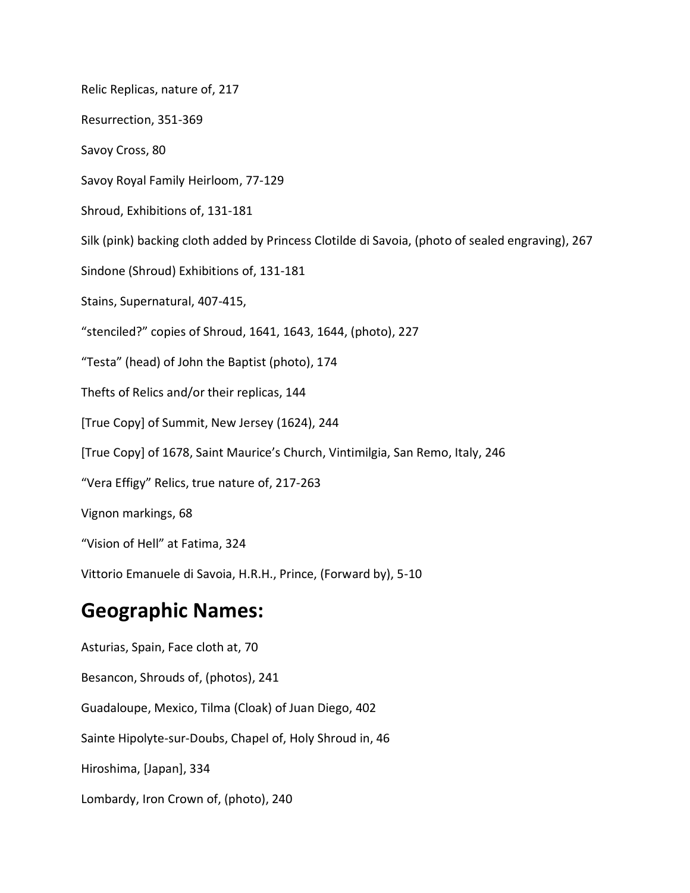Relic Replicas, nature of, 217

Resurrection, 351-369

Savoy Cross, 80

Savoy Royal Family Heirloom, 77-129

Shroud, Exhibitions of, 131-181

Silk (pink) backing cloth added by Princess Clotilde di Savoia, (photo of sealed engraving), 267

Sindone (Shroud) Exhibitions of, 131-181

Stains, Supernatural, 407-415,

“stenciled?” copies of Shroud, 1641, 1643, 1644, (photo), 227

“Testa” (head) of John the Baptist (photo), 174

Thefts of Relics and/or their replicas, 144

[True Copy] of Summit, New Jersey (1624), 244

[True Copy] of 1678, Saint Maurice’s Church, Vintimilgia, San Remo, Italy, 246

“Vera Effigy” Relics, true nature of, 217-263

Vignon markings, 68

“Vision of Hell” at Fatima, 324

Vittorio Emanuele di Savoia, H.R.H., Prince, (Forward by), 5-10

# Geographic Names:

Asturias, Spain, Face cloth at, 70

Besancon, Shrouds of, (photos), 241

Guadaloupe, Mexico, Tilma (Cloak) of Juan Diego, 402

Sainte Hipolyte-sur-Doubs, Chapel of, Holy Shroud in, 46

Hiroshima, [Japan], 334

Lombardy, Iron Crown of, (photo), 240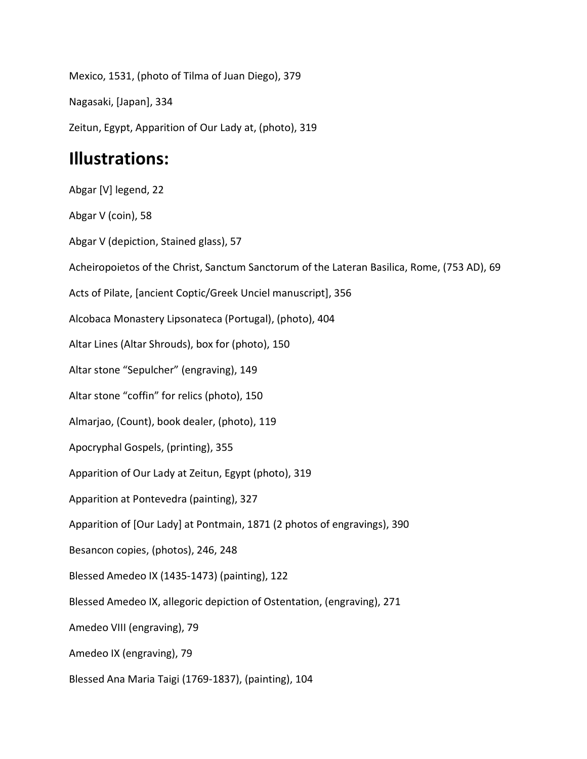Mexico, 1531, (photo of Tilma of Juan Diego), 379

Nagasaki, [Japan], 334

Zeitun, Egypt, Apparition of Our Lady at, (photo), 319

## Illustrations:

Abgar [V] legend, 22

Abgar V (coin), 58

Abgar V (depiction, Stained glass), 57

Acheiropoietos of the Christ, Sanctum Sanctorum of the Lateran Basilica, Rome, (753 AD), 69

Acts of Pilate, [ancient Coptic/Greek Unciel manuscript], 356

Alcobaca Monastery Lipsonateca (Portugal), (photo), 404

Altar Lines (Altar Shrouds), box for (photo), 150

Altar stone "Sepulcher" (engraving), 149

Altar stone "coffin" for relics (photo), 150

Almarjao, (Count), book dealer, (photo), 119

Apocryphal Gospels, (printing), 355

Apparition of Our Lady at Zeitun, Egypt (photo), 319

Apparition at Pontevedra (painting), 327

Apparition of [Our Lady] at Pontmain, 1871 (2 photos of engravings), 390

Besancon copies, (photos), 246, 248

Blessed Amedeo IX (1435-1473) (painting), 122

Blessed Amedeo IX, allegoric depiction of Ostentation, (engraving), 271

Amedeo VIII (engraving), 79

Amedeo IX (engraving), 79

Blessed Ana Maria Taigi (1769-1837), (painting), 104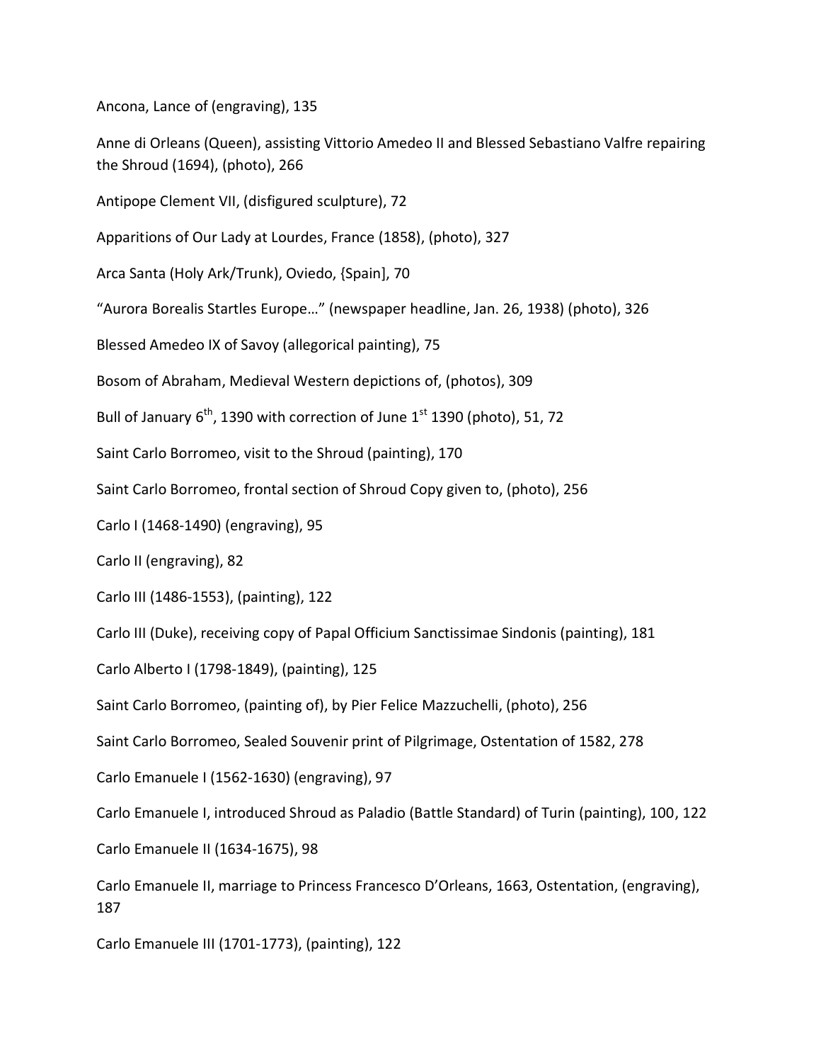Ancona, Lance of (engraving), 135

Anne di Orleans (Queen), assisting Vittorio Amedeo II and Blessed Sebastiano Valfre repairing the Shroud (1694), (photo), 266

Antipope Clement VII, (disfigured sculpture), 72

Apparitions of Our Lady at Lourdes, France (1858), (photo), 327

Arca Santa (Holy Ark/Trunk), Oviedo, {Spain], 70

“Aurora Borealis Startles Europe…” (newspaper headline, Jan. 26, 1938) (photo), 326

Blessed Amedeo IX of Savoy (allegorical painting), 75

Bosom of Abraham, Medieval Western depictions of, (photos), 309

Bull of January 6th, 1390 with correction of June 1st 1390 (photo), 51, 72

Saint Carlo Borromeo, visit to the Shroud (painting), 170

Saint Carlo Borromeo, frontal section of Shroud Copy given to, (photo), 256

Carlo I (1468-1490) (engraving), 95

Carlo II (engraving), 82

Carlo III (1486-1553), (painting), 122

Carlo III (Duke), receiving copy of Papal Officium Sanctissimae Sindonis (painting), 181

Carlo Alberto I (1798-1849), (painting), 125

Saint Carlo Borromeo, (painting of), by Pier Felice Mazzuchelli, (photo), 256

Saint Carlo Borromeo, Sealed Souvenir print of Pilgrimage, Ostentation of 1582, 278

Carlo Emanuele I (1562-1630) (engraving), 97

Carlo Emanuele I, introduced Shroud as Paladio (Battle Standard) of Turin (painting), 100, 122

Carlo Emanuele II (1634-1675), 98

Carlo Emanuele II, marriage to Princess Francesco D’Orleans, 1663, Ostentation, (engraving), 187

Carlo Emanuele III (1701-1773), (painting), 122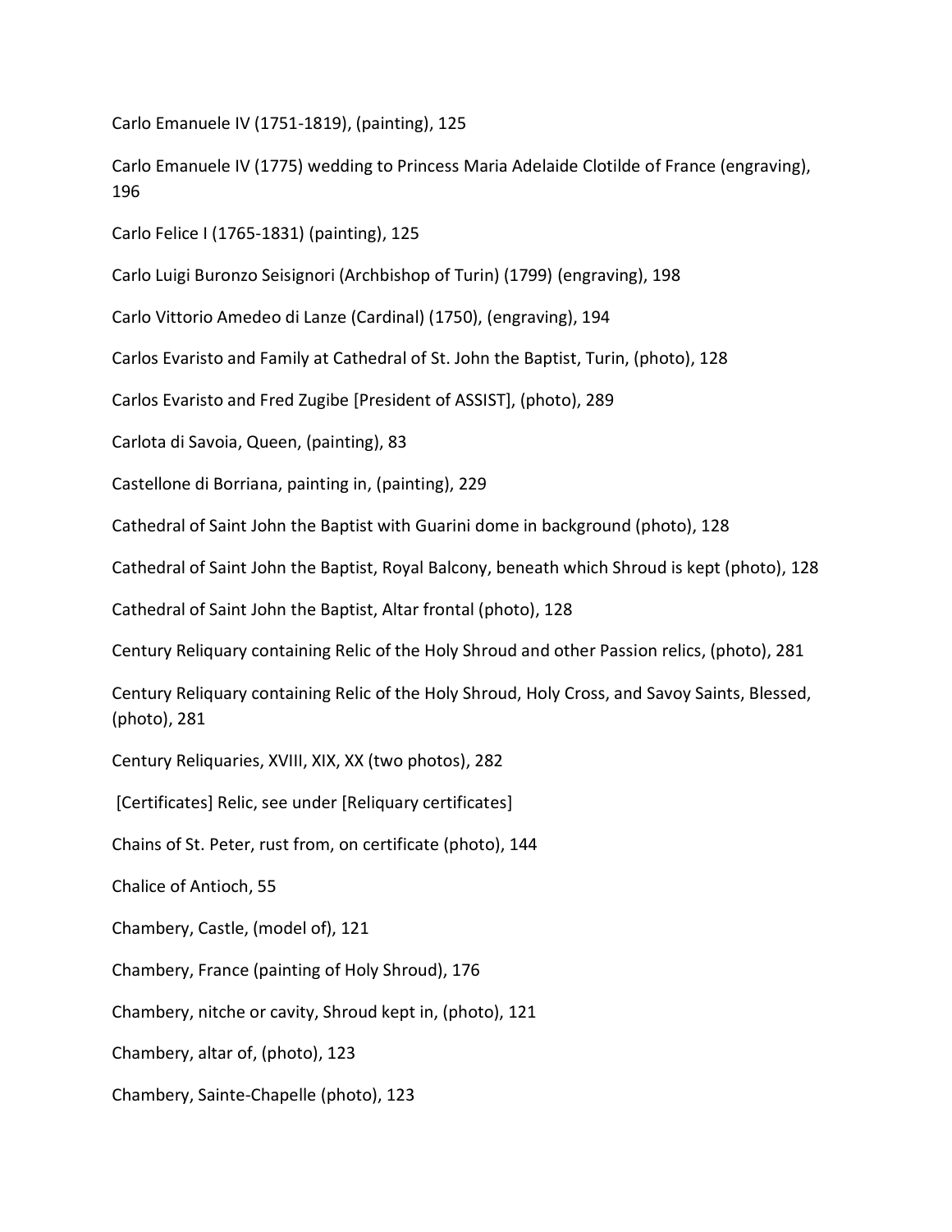Carlo Emanuele IV (1751-1819), (painting), 125

Carlo Emanuele IV (1775) wedding to Princess Maria Adelaide Clotilde of France (engraving), 196

Carlo Felice I (1765-1831) (painting), 125

Carlo Luigi Buronzo Seisignori (Archbishop of Turin) (1799) (engraving), 198

Carlo Vittorio Amedeo di Lanze (Cardinal) (1750), (engraving), 194

Carlos Evaristo and Family at Cathedral of St. John the Baptist, Turin, (photo), 128

Carlos Evaristo and Fred Zugibe [President of ASSIST], (photo), 289

Carlota di Savoia, Queen, (painting), 83

Castellone di Borriana, painting in, (painting), 229

Cathedral of Saint John the Baptist with Guarini dome in background (photo), 128

Cathedral of Saint John the Baptist, Royal Balcony, beneath which Shroud is kept (photo), 128

Cathedral of Saint John the Baptist, Altar frontal (photo), 128

Century Reliquary containing Relic of the Holy Shroud and other Passion relics, (photo), 281

Century Reliquary containing Relic of the Holy Shroud, Holy Cross, and Savoy Saints, Blessed, (photo), 281

Century Reliquaries, XVIII, XIX, XX (two photos), 282

[Certificates] Relic, see under [Reliquary certificates]

Chains of St. Peter, rust from, on certificate (photo), 144

Chalice of Antioch, 55

Chambery, Castle, (model of), 121

Chambery, France (painting of Holy Shroud), 176

Chambery, nitche or cavity, Shroud kept in, (photo), 121

Chambery, altar of, (photo), 123

Chambery, Sainte-Chapelle (photo), 123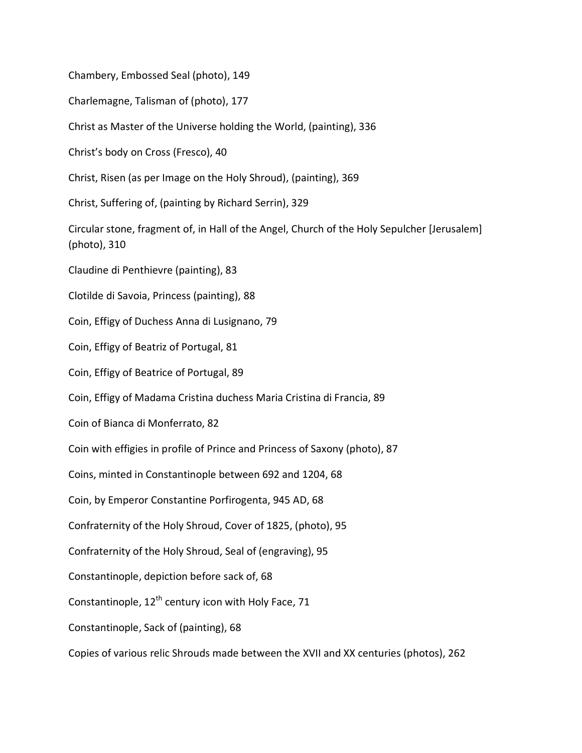Chambery, Embossed Seal (photo), 149

Charlemagne, Talisman of (photo), 177

Christ as Master of the Universe holding the World, (painting), 336

Christ's body on Cross (Fresco), 40

Christ, Risen (as per Image on the Holy Shroud), (painting), 369

Christ, Suffering of, (painting by Richard Serrin), 329

Circular stone, fragment of, in Hall of the Angel, Church of the Holy Sepulcher [Jerusalem] (photo), 310

Claudine di Penthievre (painting), 83

Clotilde di Savoia, Princess (painting), 88

Coin, Effigy of Duchess Anna di Lusignano, 79

Coin, Effigy of Beatriz of Portugal, 81

Coin, Effigy of Beatrice of Portugal, 89

Coin, Effigy of Madama Cristina duchess Maria Cristina di Francia, 89

Coin of Bianca di Monferrato, 82

Coin with effigies in profile of Prince and Princess of Saxony (photo), 87

Coins, minted in Constantinople between 692 and 1204, 68

Coin, by Emperor Constantine Porfirogenta, 945 AD, 68

Confraternity of the Holy Shroud, Cover of 1825, (photo), 95

Confraternity of the Holy Shroud, Seal of (engraving), 95

Constantinople, depiction before sack of, 68

Constantinople, 12th century icon with Holy Face, 71

Constantinople, Sack of (painting), 68

Copies of various relic Shrouds made between the XVII and XX centuries (photos), 262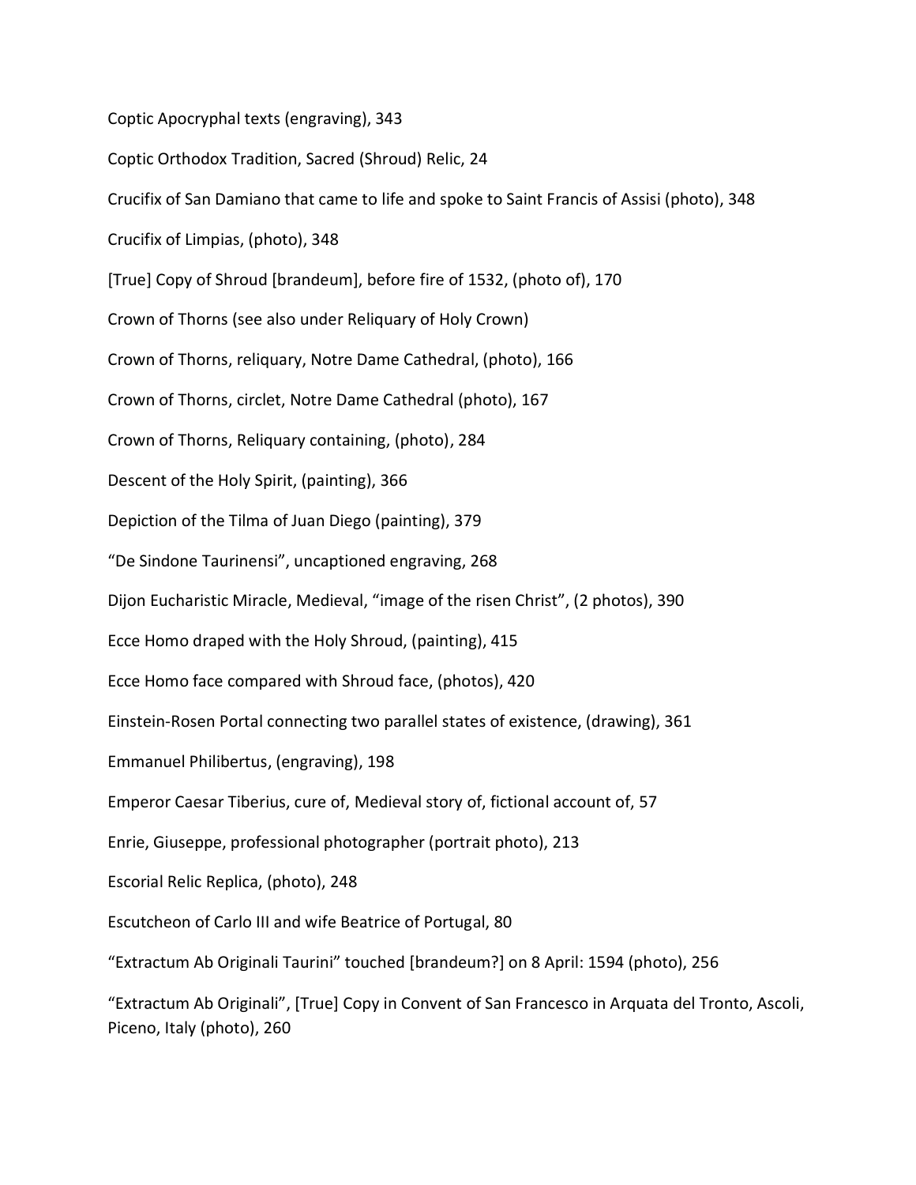Coptic Apocryphal texts (engraving), 343

Coptic Orthodox Tradition, Sacred (Shroud) Relic, 24

Crucifix of San Damiano that came to life and spoke to Saint Francis of Assisi (photo), 348

Crucifix of Limpias, (photo), 348

[True] Copy of Shroud [brandeum], before fire of 1532, (photo of), 170

Crown of Thorns (see also under Reliquary of Holy Crown)

Crown of Thorns, reliquary, Notre Dame Cathedral, (photo), 166

Crown of Thorns, circlet, Notre Dame Cathedral (photo), 167

Crown of Thorns, Reliquary containing, (photo), 284

Descent of the Holy Spirit, (painting), 366

Depiction of the Tilma of Juan Diego (painting), 379

"De Sindone Taurinensi", uncaptioned engraving, 268

Dijon Eucharistic Miracle, Medieval, "image of the risen Christ", (2 photos), 390

Ecce Homo draped with the Holy Shroud, (painting), 415

Ecce Homo face compared with Shroud face, (photos), 420

Einstein-Rosen Portal connecting two parallel states of existence, (drawing), 361

Emmanuel Philibertus, (engraving), 198

Emperor Caesar Tiberius, cure of, Medieval story of, fictional account of, 57

Enrie, Giuseppe, professional photographer (portrait photo), 213

Escorial Relic Replica, (photo), 248

Escutcheon of Carlo III and wife Beatrice of Portugal, 80

"Extractum Ab Originali Taurini" touched [brandeum?] on 8 April: 1594 (photo), 256

"Extractum Ab Originali", [True] Copy in Convent of San Francesco in Arquata del Tronto, Ascoli, Piceno, Italy (photo), 260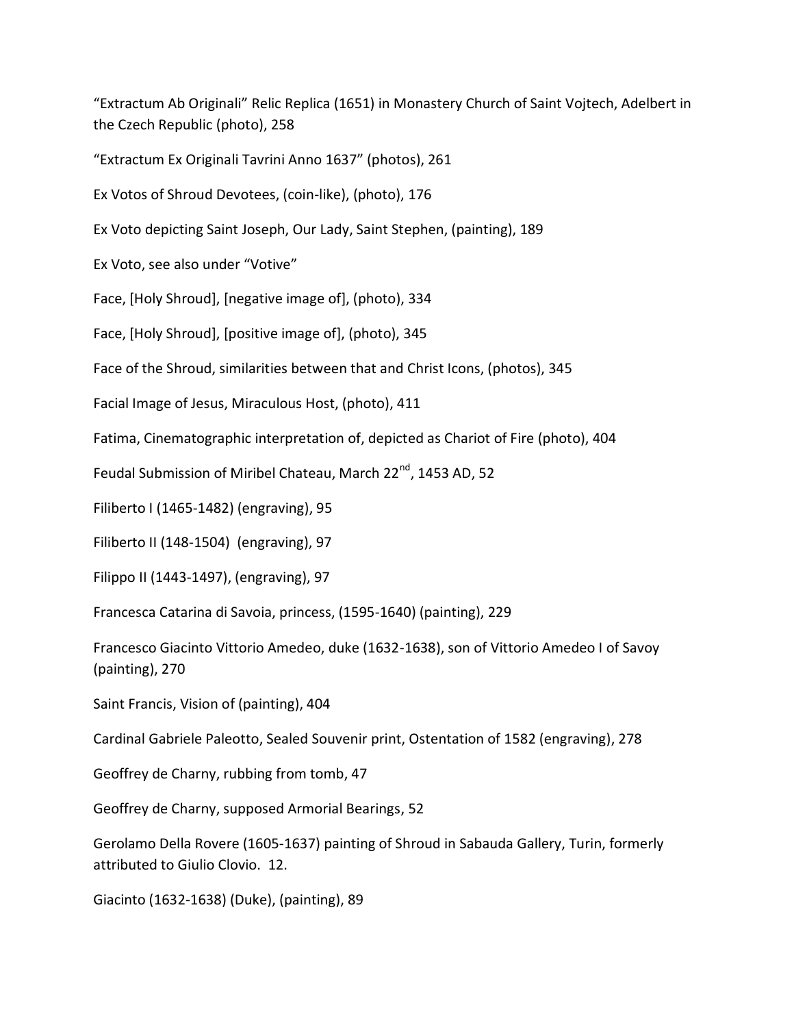"Extractum Ab Originali" Relic Replica (1651) in Monastery Church of Saint Vojtech, Adelbert in the Czech Republic (photo), 258

"Extractum Ex Originali Tavrini Anno 1637" (photos), 261

Ex Votos of Shroud Devotees, (coin-like), (photo), 176

Ex Voto depicting Saint Joseph, Our Lady, Saint Stephen, (painting), 189

Ex Voto, see also under "Votive"

Face, [Holy Shroud], [negative image of], (photo), 334

Face, [Holy Shroud], [positive image of], (photo), 345

Face of the Shroud, similarities between that and Christ Icons, (photos), 345

Facial Image of Jesus, Miraculous Host, (photo), 411

Fatima, Cinematographic interpretation of, depicted as Chariot of Fire (photo), 404

Feudal Submission of Miribel Chateau, March 22nd, 1453 AD, 52

Filiberto I (1465-1482) (engraving), 95

Filiberto II (148-1504) (engraving), 97

Filippo II (1443-1497), (engraving), 97

Francesca Catarina di Savoia, princess, (1595-1640) (painting), 229

Francesco Giacinto Vittorio Amedeo, duke (1632-1638), son of Vittorio Amedeo I of Savoy (painting), 270

Saint Francis, Vision of (painting), 404

Cardinal Gabriele Paleotto, Sealed Souvenir print, Ostentation of 1582 (engraving), 278

Geoffrey de Charny, rubbing from tomb, 47

Geoffrey de Charny, supposed Armorial Bearings, 52

Gerolamo Della Rovere (1605-1637) painting of Shroud in Sabauda Gallery, Turin, formerly attributed to Giulio Clovio. 12.

Giacinto (1632-1638) (Duke), (painting), 89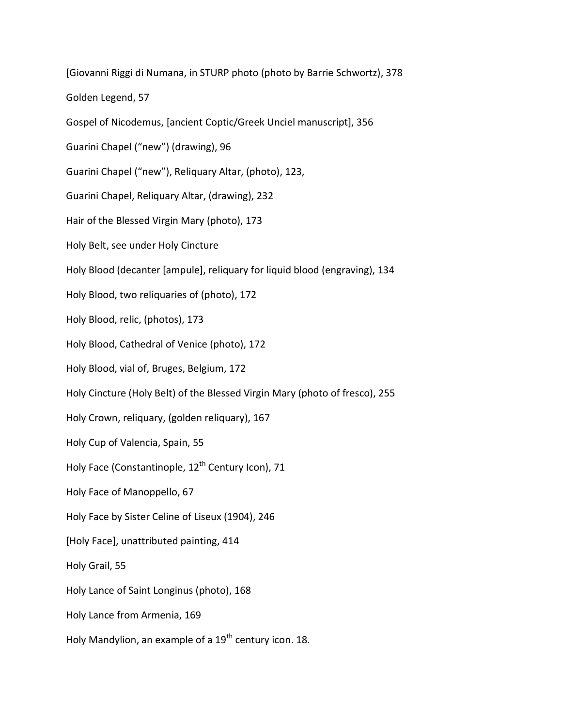[Giovanni Riggi di Numana, in STURP photo (photo by Barrie Schwortz), 378

Golden Legend, 57

Gospel of Nicodemus, [ancient Coptic/Greek Unciel manuscript], 356

Guarini Chapel (“new”) (drawing), 96

Guarini Chapel (“new”), Reliquary Altar, (photo), 123,

Guarini Chapel, Reliquary Altar, (drawing), 232

Hair of the Blessed Virgin Mary (photo), 173

Holy Belt, see under Holy Cincture

Holy Blood (decanter [ampule], reliquary for liquid blood (engraving), 134

Holy Blood, two reliquaries of (photo), 172

Holy Blood, relic, (photos), 173

Holy Blood, Cathedral of Venice (photo), 172

Holy Blood, vial of, Bruges, Belgium, 172

Holy Cincture (Holy Belt) of the Blessed Virgin Mary (photo of fresco), 255

Holy Crown, reliquary, (golden reliquary), 167

Holy Cup of Valencia, Spain, 55

Holy Face (Constantinople, 12th Century Icon), 71

Holy Face of Manoppello, 67

Holy Face by Sister Celine of Liseux (1904), 246

[Holy Face], unattributed painting, 414

Holy Grail, 55

Holy Lance of Saint Longinus (photo), 168

Holy Lance from Armenia, 169

Holy Mandylion, an example of a 19th century icon. 18.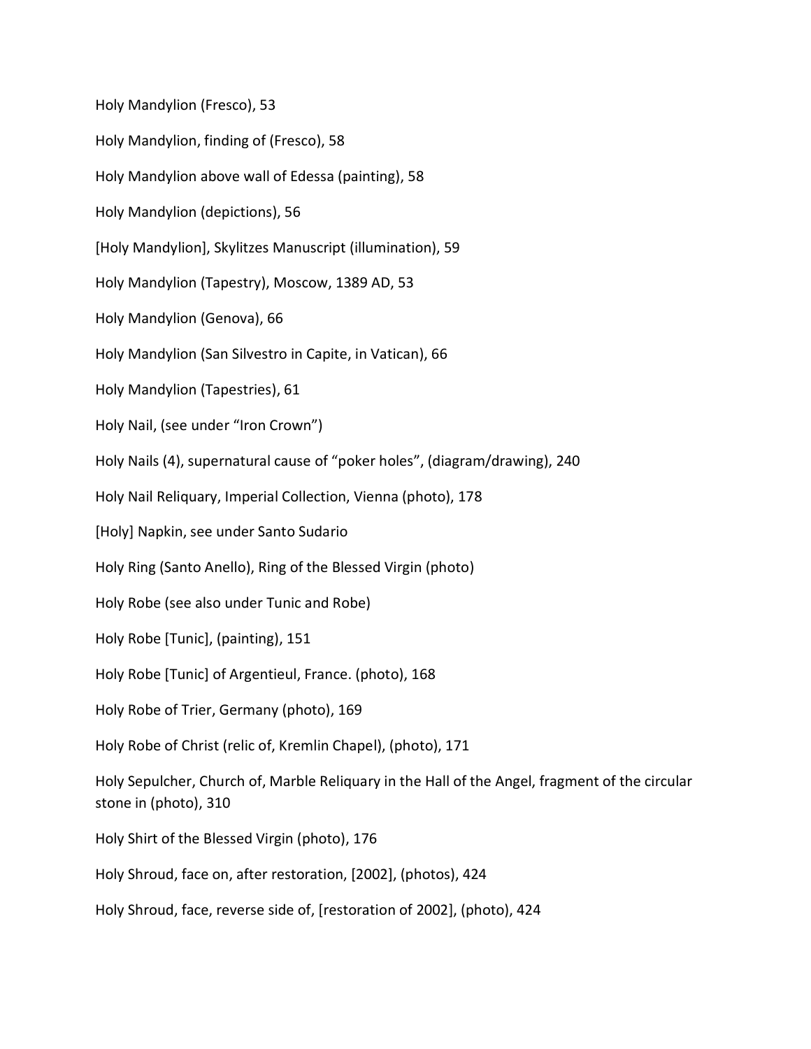Holy Mandylion (Fresco), 53

Holy Mandylion, finding of (Fresco), 58

Holy Mandylion above wall of Edessa (painting), 58

Holy Mandylion (depictions), 56

[Holy Mandylion], Skylitzes Manuscript (illumination), 59

Holy Mandylion (Tapestry), Moscow, 1389 AD, 53

Holy Mandylion (Genova), 66

Holy Mandylion (San Silvestro in Capite, in Vatican), 66

Holy Mandylion (Tapestries), 61

Holy Nail, (see under "Iron Crown")

Holy Nails (4), supernatural cause of "poker holes", (diagram/drawing), 240

Holy Nail Reliquary, Imperial Collection, Vienna (photo), 178

[Holy] Napkin, see under Santo Sudario

Holy Ring (Santo Anello), Ring of the Blessed Virgin (photo)

Holy Robe (see also under Tunic and Robe)

Holy Robe [Tunic], (painting), 151

Holy Robe [Tunic] of Argentieul, France. (photo), 168

Holy Robe of Trier, Germany (photo), 169

Holy Robe of Christ (relic of, Kremlin Chapel), (photo), 171

Holy Sepulcher, Church of, Marble Reliquary in the Hall of the Angel, fragment of the circular stone in (photo), 310

Holy Shirt of the Blessed Virgin (photo), 176

Holy Shroud, face on, after restoration, [2002], (photos), 424

Holy Shroud, face, reverse side of, [restoration of 2002], (photo), 424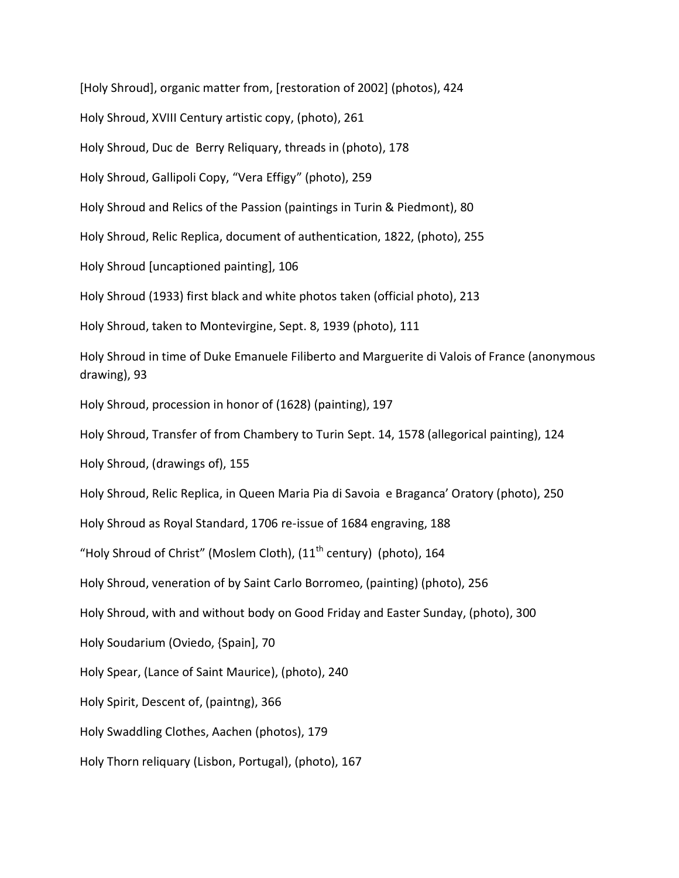[Holy Shroud], organic matter from, [restoration of 2002] (photos), 424

Holy Shroud, XVIII Century artistic copy, (photo), 261

Holy Shroud, Duc de Berry Reliquary, threads in (photo), 178

Holy Shroud, Gallipoli Copy, “Vera Effigy” (photo), 259

Holy Shroud and Relics of the Passion (paintings in Turin & Piedmont), 80

Holy Shroud, Relic Replica, document of authentication, 1822, (photo), 255

Holy Shroud [uncaptioned painting], 106

Holy Shroud (1933) first black and white photos taken (official photo), 213

Holy Shroud, taken to Montevirgine, Sept. 8, 1939 (photo), 111

Holy Shroud in time of Duke Emanuele Filiberto and Marguerite di Valois of France (anonymous drawing), 93

Holy Shroud, procession in honor of (1628) (painting), 197

Holy Shroud, Transfer of from Chambery to Turin Sept. 14, 1578 (allegorical painting), 124

Holy Shroud, (drawings of), 155

Holy Shroud, Relic Replica, in Queen Maria Pia di Savoia e Braganca’ Oratory (photo), 250

Holy Shroud as Royal Standard, 1706 re-issue of 1684 engraving, 188

“Holy Shroud of Christ” (Moslem Cloth), (11th century) (photo), 164

Holy Shroud, veneration of by Saint Carlo Borromeo, (painting) (photo), 256

Holy Shroud, with and without body on Good Friday and Easter Sunday, (photo), 300

Holy Soudarium (Oviedo, {Spain], 70

Holy Spear, (Lance of Saint Maurice), (photo), 240

Holy Spirit, Descent of, (paintng), 366

Holy Swaddling Clothes, Aachen (photos), 179

Holy Thorn reliquary (Lisbon, Portugal), (photo), 167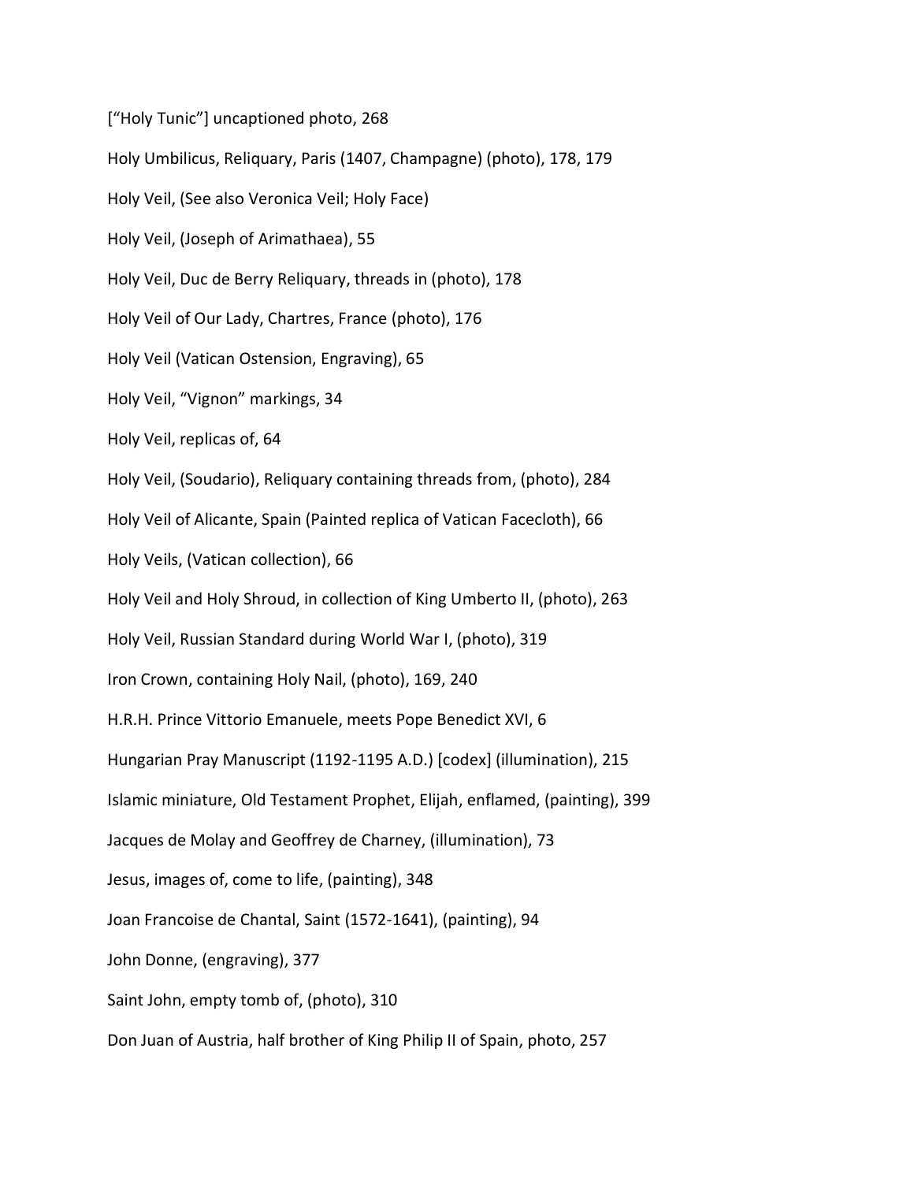[“Holy Tunic”] uncaptioned photo, 268

Holy Umbilicus, Reliquary, Paris (1407, Champagne) (photo), 178, 179

Holy Veil, (See also Veronica Veil; Holy Face)

Holy Veil, (Joseph of Arimathaea), 55

Holy Veil, Duc de Berry Reliquary, threads in (photo), 178

Holy Veil of Our Lady, Chartres, France (photo), 176

Holy Veil (Vatican Ostension, Engraving), 65

Holy Veil, “Vignon” markings, 34

Holy Veil, replicas of, 64

Holy Veil, (Soudario), Reliquary containing threads from, (photo), 284

Holy Veil of Alicante, Spain (Painted replica of Vatican Facecloth), 66

Holy Veils, (Vatican collection), 66

Holy Veil and Holy Shroud, in collection of King Umberto II, (photo), 263

Holy Veil, Russian Standard during World War I, (photo), 319

Iron Crown, containing Holy Nail, (photo), 169, 240

H.R.H. Prince Vittorio Emanuele, meets Pope Benedict XVI, 6

Hungarian Pray Manuscript (1192-1195 A.D.) [codex] (illumination), 215

Islamic miniature, Old Testament Prophet, Elijah, enflamed, (painting), 399

Jacques de Molay and Geoffrey de Charney, (illumination), 73

Jesus, images of, come to life, (painting), 348

Joan Francoise de Chantal, Saint (1572-1641), (painting), 94

John Donne, (engraving), 377

Saint John, empty tomb of, (photo), 310

Don Juan of Austria, half brother of King Philip II of Spain, photo, 257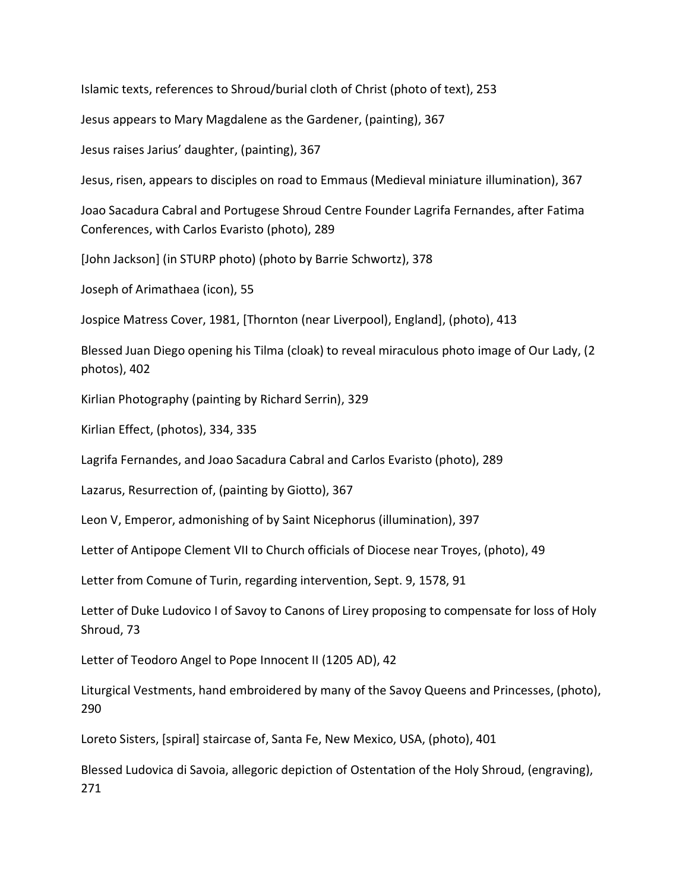Islamic texts, references to Shroud/burial cloth of Christ (photo of text), 253

Jesus appears to Mary Magdalene as the Gardener, (painting), 367

Jesus raises Jarius' daughter, (painting), 367

Jesus, risen, appears to disciples on road to Emmaus (Medieval miniature illumination), 367

Joao Sacadura Cabral and Portugese Shroud Centre Founder Lagrifa Fernandes, after Fatima Conferences, with Carlos Evaristo (photo), 289

[John Jackson] (in STURP photo) (photo by Barrie Schwortz), 378

Joseph of Arimathaea (icon), 55

Jospice Matress Cover, 1981, [Thornton (near Liverpool), England], (photo), 413

Blessed Juan Diego opening his Tilma (cloak) to reveal miraculous photo image of Our Lady, (2 photos), 402

Kirlian Photography (painting by Richard Serrin), 329

Kirlian Effect, (photos), 334, 335

Lagrifa Fernandes, and Joao Sacadura Cabral and Carlos Evaristo (photo), 289

Lazarus, Resurrection of, (painting by Giotto), 367

Leon V, Emperor, admonishing of by Saint Nicephorus (illumination), 397

Letter of Antipope Clement VII to Church officials of Diocese near Troyes, (photo), 49

Letter from Comune of Turin, regarding intervention, Sept. 9, 1578, 91

Letter of Duke Ludovico I of Savoy to Canons of Lirey proposing to compensate for loss of Holy Shroud, 73

Letter of Teodoro Angel to Pope Innocent II (1205 AD), 42

Liturgical Vestments, hand embroidered by many of the Savoy Queens and Princesses, (photo), 290

Loreto Sisters, [spiral] staircase of, Santa Fe, New Mexico, USA, (photo), 401

Blessed Ludovica di Savoia, allegoric depiction of Ostentation of the Holy Shroud, (engraving), 271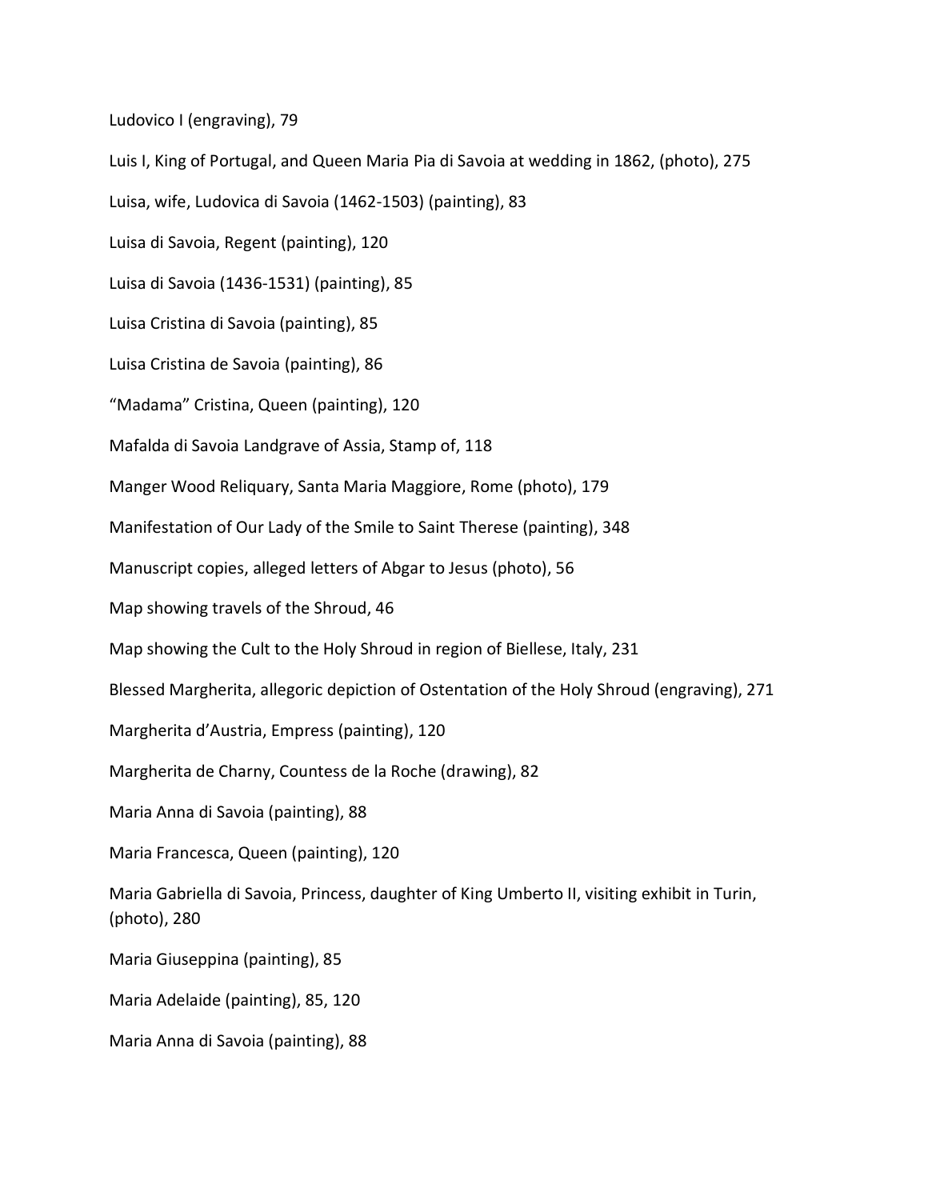Ludovico I (engraving), 79

Luis I, King of Portugal, and Queen Maria Pia di Savoia at wedding in 1862, (photo), 275

Luisa, wife, Ludovica di Savoia (1462-1503) (painting), 83

Luisa di Savoia, Regent (painting), 120

Luisa di Savoia (1436-1531) (painting), 85

Luisa Cristina di Savoia (painting), 85

Luisa Cristina de Savoia (painting), 86

“Madama” Cristina, Queen (painting), 120

Mafalda di Savoia Landgrave of Assia, Stamp of, 118

Manger Wood Reliquary, Santa Maria Maggiore, Rome (photo), 179

Manifestation of Our Lady of the Smile to Saint Therese (painting), 348

Manuscript copies, alleged letters of Abgar to Jesus (photo), 56

Map showing travels of the Shroud, 46

Map showing the Cult to the Holy Shroud in region of Biellese, Italy, 231

Blessed Margherita, allegoric depiction of Ostentation of the Holy Shroud (engraving), 271

Margherita d’Austria, Empress (painting), 120

Margherita de Charny, Countess de la Roche (drawing), 82

Maria Anna di Savoia (painting), 88

Maria Francesca, Queen (painting), 120

Maria Gabriella di Savoia, Princess, daughter of King Umberto II, visiting exhibit in Turin, (photo), 280

Maria Giuseppina (painting), 85

Maria Adelaide (painting), 85, 120

Maria Anna di Savoia (painting), 88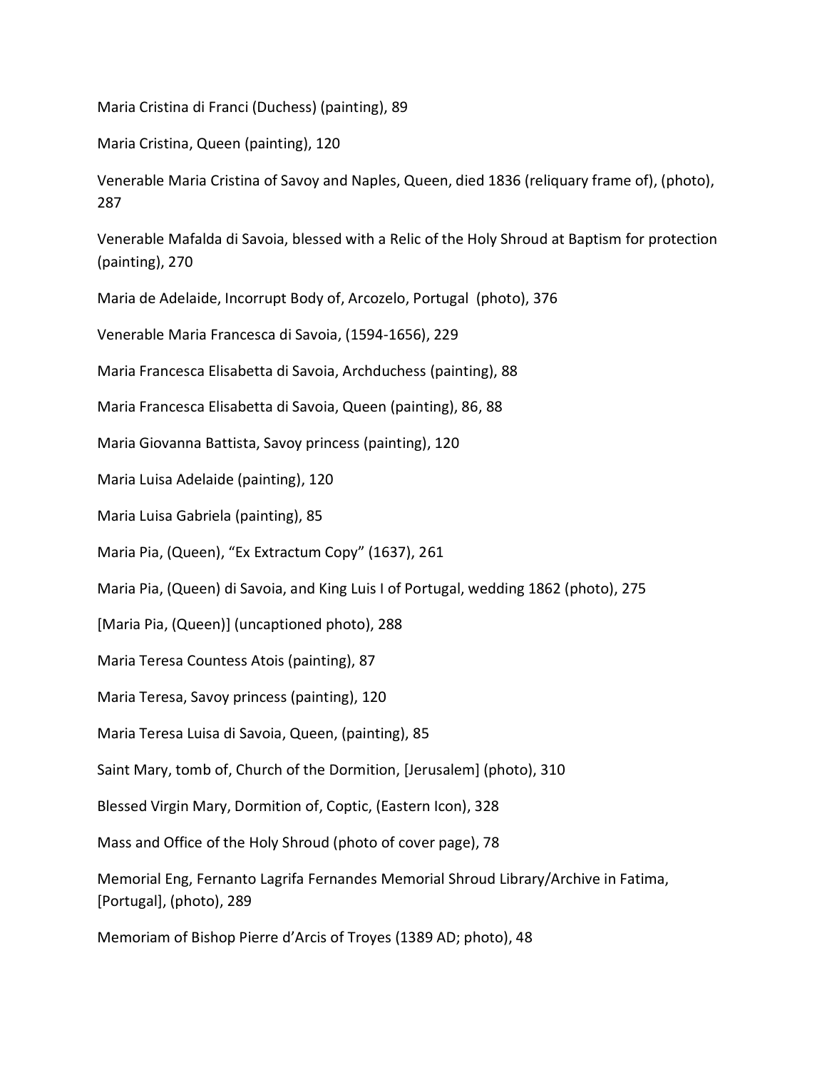Maria Cristina di Franci (Duchess) (painting), 89

Maria Cristina, Queen (painting), 120

Venerable Maria Cristina of Savoy and Naples, Queen, died 1836 (reliquary frame of), (photo), 287

Venerable Mafalda di Savoia, blessed with a Relic of the Holy Shroud at Baptism for protection (painting), 270

Maria de Adelaide, Incorrupt Body of, Arcozelo, Portugal (photo), 376

Venerable Maria Francesca di Savoia, (1594-1656), 229

Maria Francesca Elisabetta di Savoia, Archduchess (painting), 88

Maria Francesca Elisabetta di Savoia, Queen (painting), 86, 88

Maria Giovanna Battista, Savoy princess (painting), 120

Maria Luisa Adelaide (painting), 120

Maria Luisa Gabriela (painting), 85

Maria Pia, (Queen), "Ex Extractum Copy" (1637), 261

Maria Pia, (Queen) di Savoia, and King Luis I of Portugal, wedding 1862 (photo), 275

[Maria Pia, (Queen)] (uncaptioned photo), 288

Maria Teresa Countess Atois (painting), 87

Maria Teresa, Savoy princess (painting), 120

Maria Teresa Luisa di Savoia, Queen, (painting), 85

Saint Mary, tomb of, Church of the Dormition, [Jerusalem] (photo), 310

Blessed Virgin Mary, Dormition of, Coptic, (Eastern Icon), 328

Mass and Office of the Holy Shroud (photo of cover page), 78

Memorial Eng, Fernanto Lagrifa Fernandes Memorial Shroud Library/Archive in Fatima, [Portugal], (photo), 289

Memoriam of Bishop Pierre d'Arcis of Troyes (1389 AD; photo), 48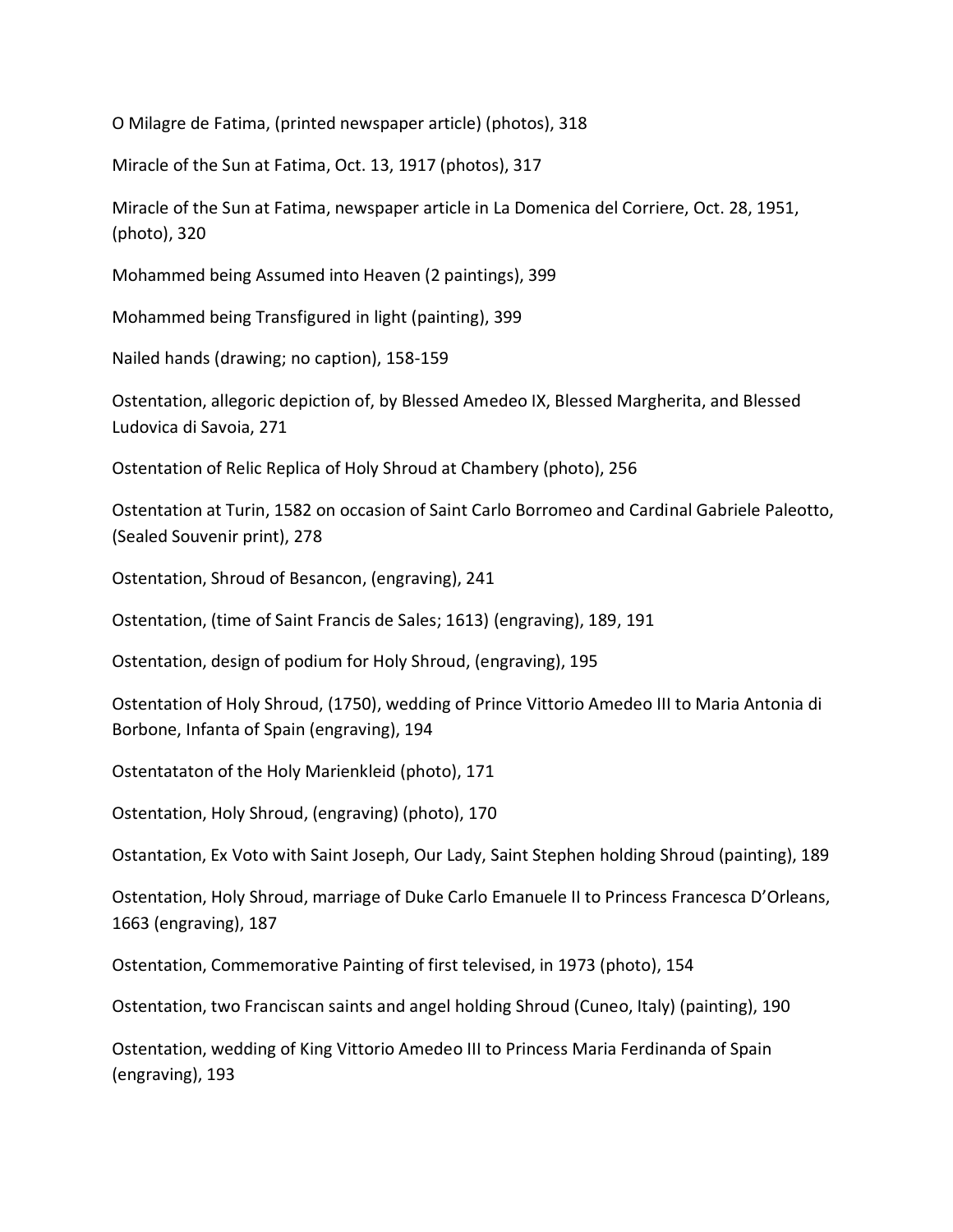O Milagre de Fatima, (printed newspaper article) (photos), 318

Miracle of the Sun at Fatima, Oct. 13, 1917 (photos), 317

Miracle of the Sun at Fatima, newspaper article in La Domenica del Corriere, Oct. 28, 1951, (photo), 320

Mohammed being Assumed into Heaven (2 paintings), 399

Mohammed being Transfigured in light (painting), 399

Nailed hands (drawing; no caption), 158-159

Ostentation, allegoric depiction of, by Blessed Amedeo IX, Blessed Margherita, and Blessed Ludovica di Savoia, 271

Ostentation of Relic Replica of Holy Shroud at Chambery (photo), 256

Ostentation at Turin, 1582 on occasion of Saint Carlo Borromeo and Cardinal Gabriele Paleotto, (Sealed Souvenir print), 278

Ostentation, Shroud of Besancon, (engraving), 241

Ostentation, (time of Saint Francis de Sales; 1613) (engraving), 189, 191

Ostentation, design of podium for Holy Shroud, (engraving), 195

Ostentation of Holy Shroud, (1750), wedding of Prince Vittorio Amedeo III to Maria Antonia di Borbone, Infanta of Spain (engraving), 194

Ostentataton of the Holy Marienkleid (photo), 171

Ostentation, Holy Shroud, (engraving) (photo), 170

Ostantation, Ex Voto with Saint Joseph, Our Lady, Saint Stephen holding Shroud (painting), 189

Ostentation, Holy Shroud, marriage of Duke Carlo Emanuele II to Princess Francesca D'Orleans, 1663 (engraving), 187

Ostentation, Commemorative Painting of first televised, in 1973 (photo), 154

Ostentation, two Franciscan saints and angel holding Shroud (Cuneo, Italy) (painting), 190

Ostentation, wedding of King Vittorio Amedeo III to Princess Maria Ferdinanda of Spain (engraving), 193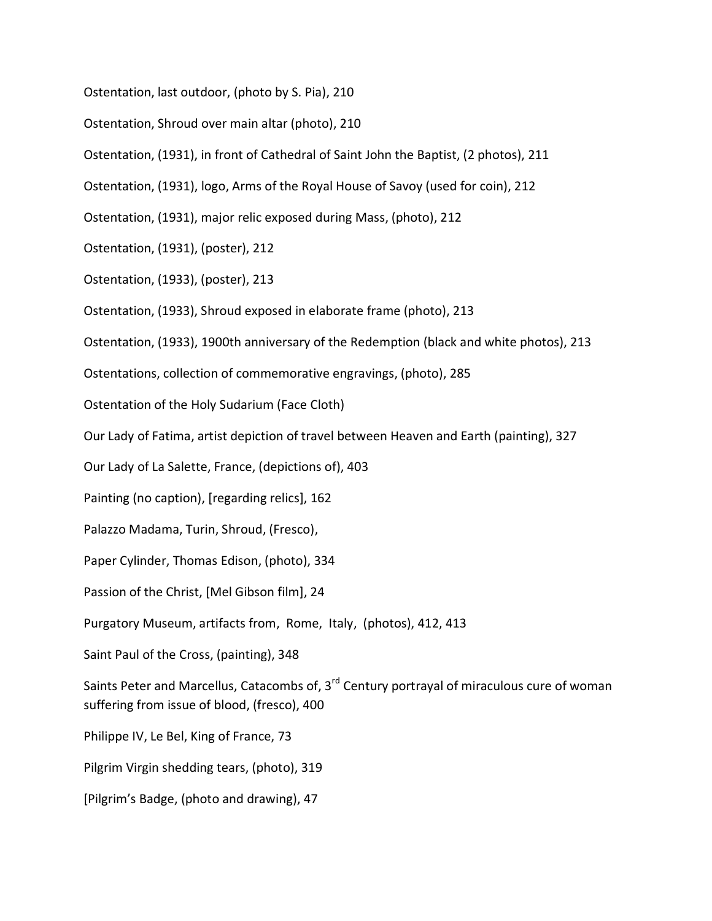Ostentation, last outdoor, (photo by S. Pia), 210

Ostentation, Shroud over main altar (photo), 210

Ostentation, (1931), in front of Cathedral of Saint John the Baptist, (2 photos), 211

Ostentation, (1931), logo, Arms of the Royal House of Savoy (used for coin), 212

Ostentation, (1931), major relic exposed during Mass, (photo), 212

Ostentation, (1931), (poster), 212

Ostentation, (1933), (poster), 213

Ostentation, (1933), Shroud exposed in elaborate frame (photo), 213

Ostentation, (1933), 1900th anniversary of the Redemption (black and white photos), 213

Ostentations, collection of commemorative engravings, (photo), 285

Ostentation of the Holy Sudarium (Face Cloth)

Our Lady of Fatima, artist depiction of travel between Heaven and Earth (painting), 327

Our Lady of La Salette, France, (depictions of), 403

Painting (no caption), [regarding relics], 162

Palazzo Madama, Turin, Shroud, (Fresco),

Paper Cylinder, Thomas Edison, (photo), 334

Passion of the Christ, [Mel Gibson film], 24

Purgatory Museum, artifacts from, Rome, Italy, (photos), 412, 413

Saint Paul of the Cross, (painting), 348

Saints Peter and Marcellus, Catacombs of, 3rd Century portrayal of miraculous cure of woman suffering from issue of blood, (fresco), 400

Philippe IV, Le Bel, King of France, 73

Pilgrim Virgin shedding tears, (photo), 319

[Pilgrim's Badge, (photo and drawing), 47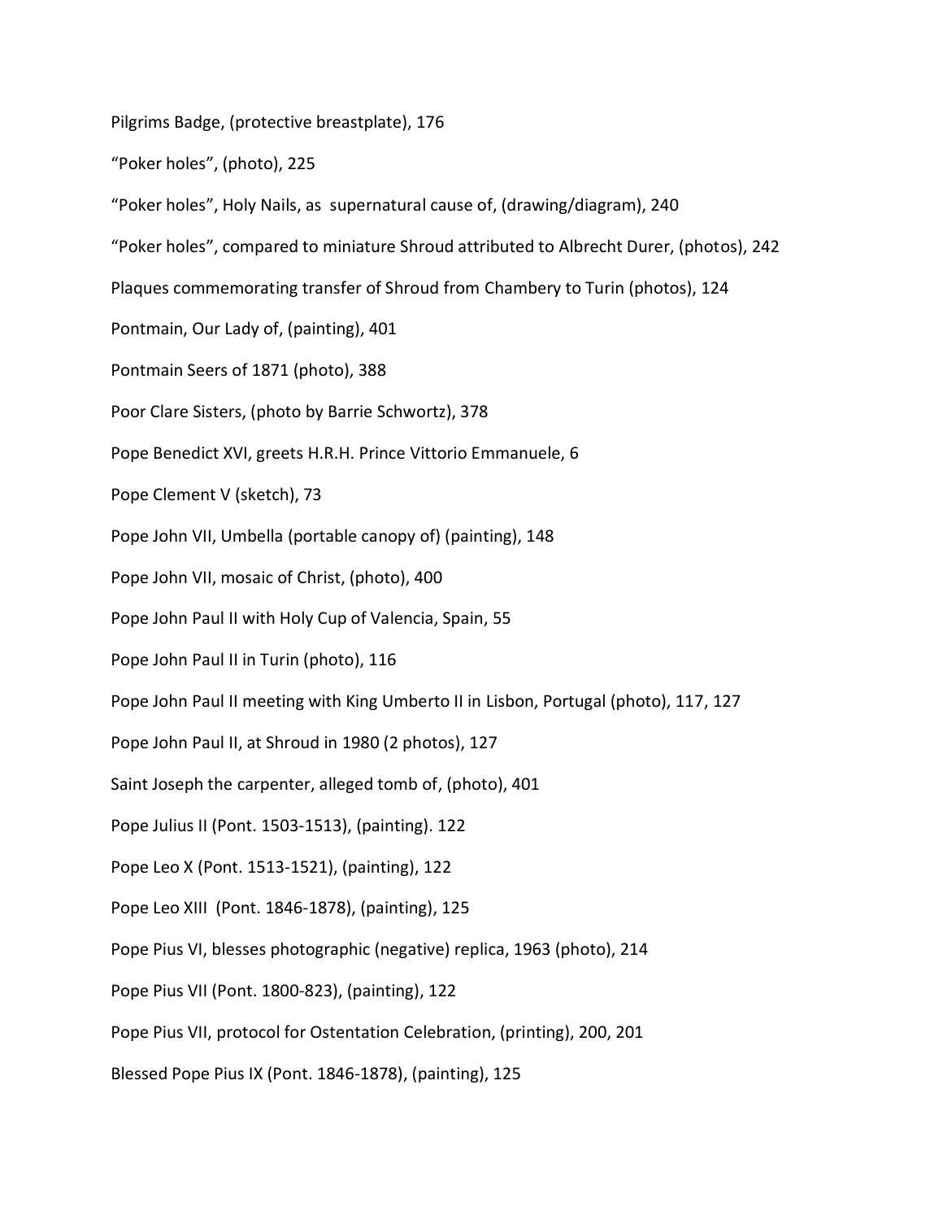Pilgrims Badge, (protective breastplate), 176

“Poker holes”, (photo), 225

“Poker holes”, Holy Nails, as  supernatural cause of, (drawing/diagram), 240

“Poker holes”, compared to miniature Shroud attributed to Albrecht Durer, (photos), 242

Plaques commemorating transfer of Shroud from Chambery to Turin (photos), 124

Pontmain, Our Lady of, (painting), 401

Pontmain Seers of 1871 (photo), 388

Poor Clare Sisters, (photo by Barrie Schwortz), 378

Pope Benedict XVI, greets H.R.H. Prince Vittorio Emmanuele, 6

Pope Clement V (sketch), 73

Pope John VII, Umbella (portable canopy of) (painting), 148

Pope John VII, mosaic of Christ, (photo), 400

Pope John Paul II with Holy Cup of Valencia, Spain, 55

Pope John Paul II in Turin (photo), 116

Pope John Paul II meeting with King Umberto II in Lisbon, Portugal (photo), 117, 127

Pope John Paul II, at Shroud in 1980 (2 photos), 127

Saint Joseph the carpenter, alleged tomb of, (photo), 401

Pope Julius II (Pont. 1503-1513), (painting). 122

Pope Leo X (Pont. 1513-1521), (painting), 122

Pope Leo XIII  (Pont. 1846-1878), (painting), 125

Pope Pius VI, blesses photographic (negative) replica, 1963 (photo), 214

Pope Pius VII (Pont. 1800-823), (painting), 122

Pope Pius VII, protocol for Ostentation Celebration, (printing), 200, 201

Blessed Pope Pius IX (Pont. 1846-1878), (painting), 125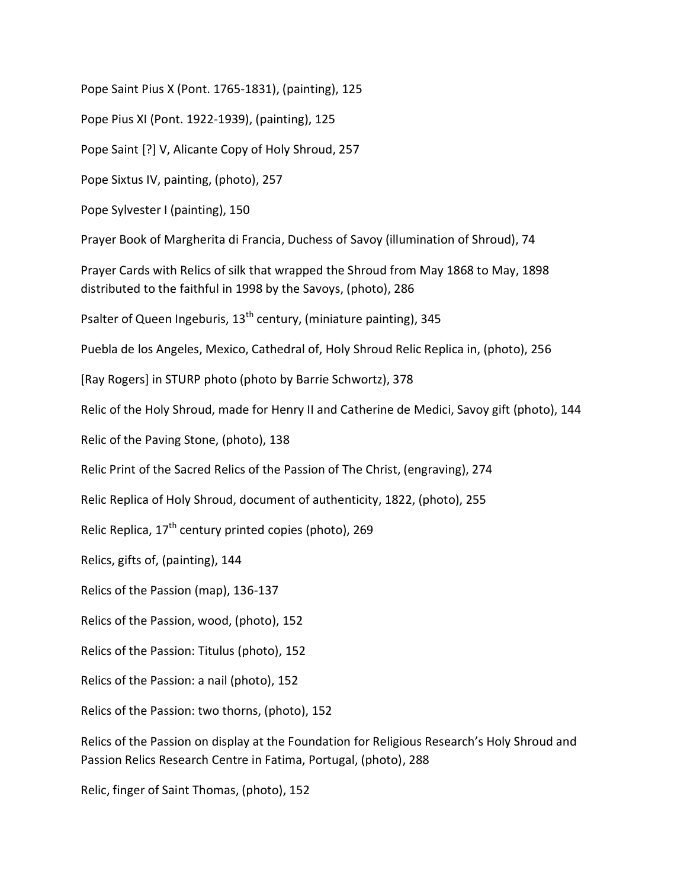Pope Saint Pius X (Pont. 1765-1831), (painting), 125

Pope Pius XI (Pont. 1922-1939), (painting), 125

Pope Saint [?] V, Alicante Copy of Holy Shroud, 257

Pope Sixtus IV, painting, (photo), 257

Pope Sylvester I (painting), 150

Prayer Book of Margherita di Francia, Duchess of Savoy (illumination of Shroud), 74

Prayer Cards with Relics of silk that wrapped the Shroud from May 1868 to May, 1898 distributed to the faithful in 1998 by the Savoys, (photo), 286

Psalter of Queen Ingeburis, 13th century, (miniature painting), 345

Puebla de los Angeles, Mexico, Cathedral of, Holy Shroud Relic Replica in, (photo), 256

[Ray Rogers] in STURP photo (photo by Barrie Schwortz), 378

Relic of the Holy Shroud, made for Henry II and Catherine de Medici, Savoy gift (photo), 144

Relic of the Paving Stone, (photo), 138

Relic Print of the Sacred Relics of the Passion of The Christ, (engraving), 274

Relic Replica of Holy Shroud, document of authenticity, 1822, (photo), 255

Relic Replica, 17th century printed copies (photo), 269

Relics, gifts of, (painting), 144

Relics of the Passion (map), 136-137

Relics of the Passion, wood, (photo), 152

Relics of the Passion: Titulus (photo), 152

Relics of the Passion: a nail (photo), 152

Relics of the Passion: two thorns, (photo), 152

Relics of the Passion on display at the Foundation for Religious Research's Holy Shroud and Passion Relics Research Centre in Fatima, Portugal, (photo), 288

Relic, finger of Saint Thomas, (photo), 152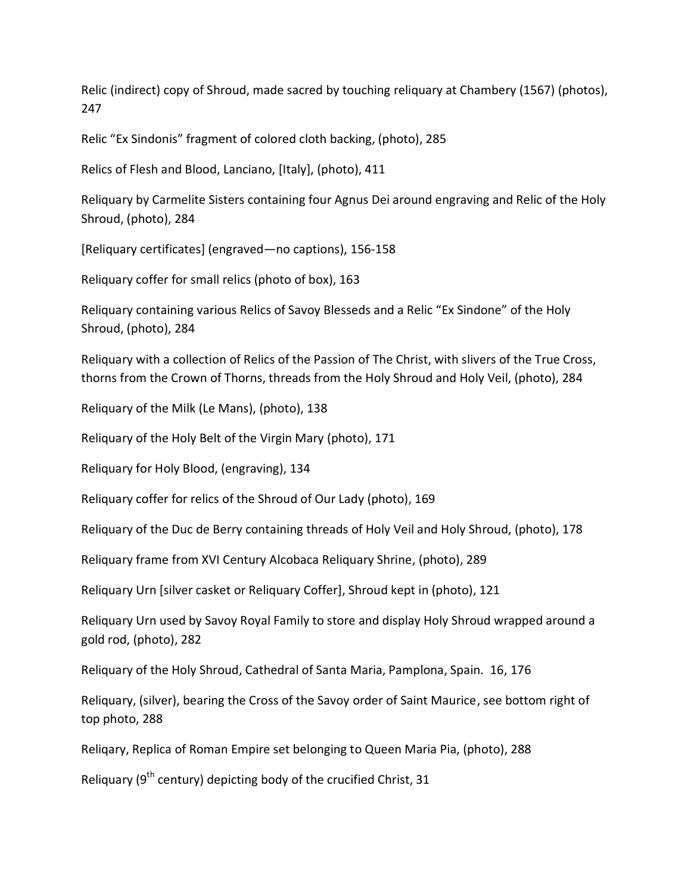Relic (indirect) copy of Shroud, made sacred by touching reliquary at Chambery (1567) (photos), 247

Relic "Ex Sindonis" fragment of colored cloth backing, (photo), 285

Relics of Flesh and Blood, Lanciano, [Italy], (photo), 411

Reliquary by Carmelite Sisters containing four Agnus Dei around engraving and Relic of the Holy Shroud, (photo), 284

[Reliquary certificates] (engraved—no captions), 156-158

Reliquary coffer for small relics (photo of box), 163

Reliquary containing various Relics of Savoy Blesseds and a Relic "Ex Sindone" of the Holy Shroud, (photo), 284

Reliquary with a collection of Relics of the Passion of The Christ, with slivers of the True Cross, thorns from the Crown of Thorns, threads from the Holy Shroud and Holy Veil, (photo), 284

Reliquary of the Milk (Le Mans), (photo), 138

Reliquary of the Holy Belt of the Virgin Mary (photo), 171

Reliquary for Holy Blood, (engraving), 134

Reliquary coffer for relics of the Shroud of Our Lady (photo), 169

Reliquary of the Duc de Berry containing threads of Holy Veil and Holy Shroud, (photo), 178

Reliquary frame from XVI Century Alcobaca Reliquary Shrine, (photo), 289

Reliquary Urn [silver casket or Reliquary Coffer], Shroud kept in (photo), 121

Reliquary Urn used by Savoy Royal Family to store and display Holy Shroud wrapped around a gold rod, (photo), 282

Reliquary of the Holy Shroud, Cathedral of Santa Maria, Pamplona, Spain. 16, 176

Reliquary, (silver), bearing the Cross of the Savoy order of Saint Maurice, see bottom right of top photo, 288

Reliqary, Replica of Roman Empire set belonging to Queen Maria Pia, (photo), 288

Reliquary (9th century) depicting body of the crucified Christ, 31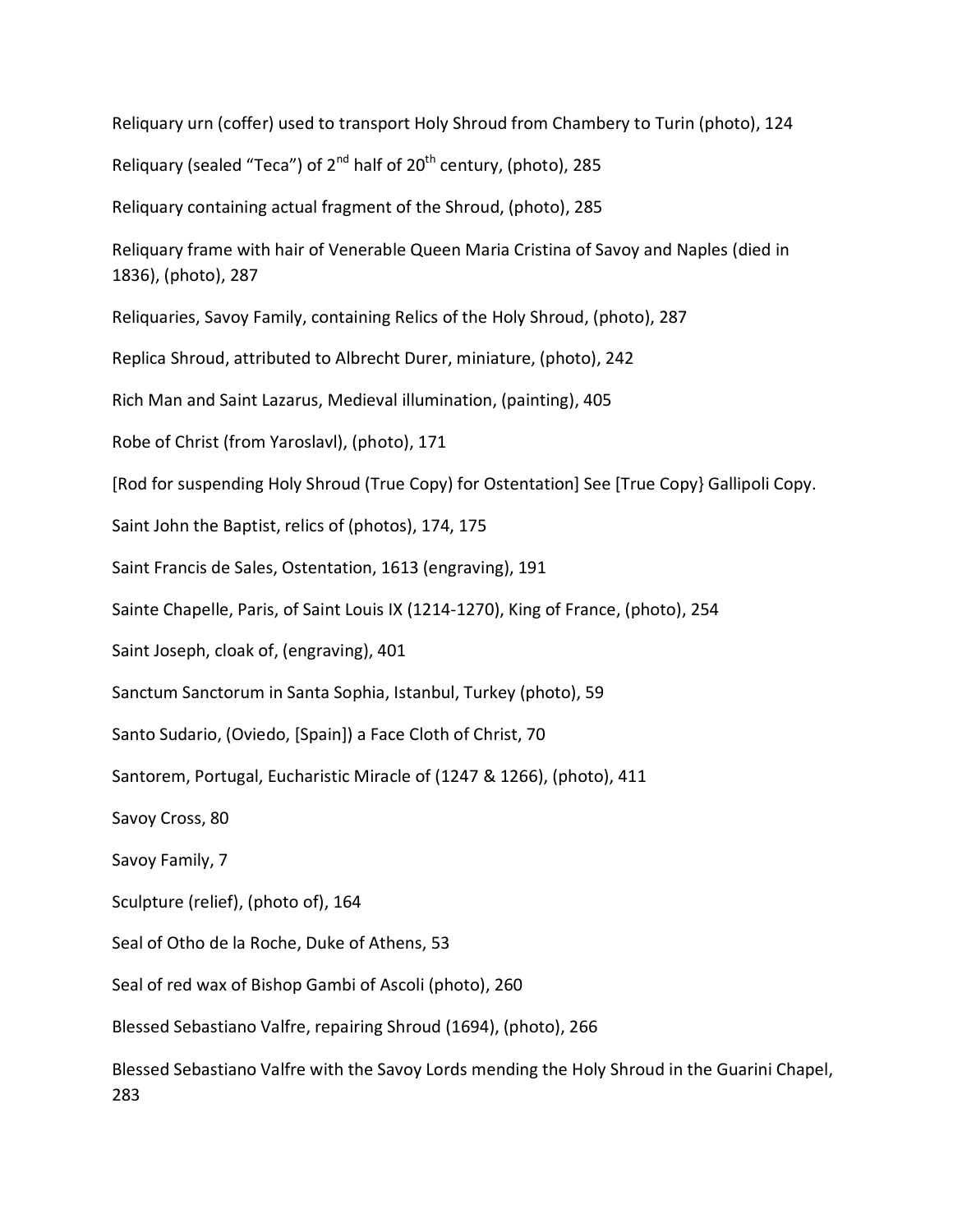Reliquary urn (coffer) used to transport Holy Shroud from Chambery to Turin (photo), 124

Reliquary (sealed "Teca") of 2nd half of 20th century, (photo), 285

Reliquary containing actual fragment of the Shroud, (photo), 285

Reliquary frame with hair of Venerable Queen Maria Cristina of Savoy and Naples (died in 1836), (photo), 287

Reliquaries, Savoy Family, containing Relics of the Holy Shroud, (photo), 287

Replica Shroud, attributed to Albrecht Durer, miniature, (photo), 242

Rich Man and Saint Lazarus, Medieval illumination, (painting), 405

Robe of Christ (from Yaroslavl), (photo), 171

[Rod for suspending Holy Shroud (True Copy) for Ostentation] See [True Copy} Gallipoli Copy.

Saint John the Baptist, relics of (photos), 174, 175

Saint Francis de Sales, Ostentation, 1613 (engraving), 191

Sainte Chapelle, Paris, of Saint Louis IX (1214-1270), King of France, (photo), 254

Saint Joseph, cloak of, (engraving), 401

Sanctum Sanctorum in Santa Sophia, Istanbul, Turkey (photo), 59

Santo Sudario, (Oviedo, [Spain]) a Face Cloth of Christ, 70

Santorem, Portugal, Eucharistic Miracle of (1247 & 1266), (photo), 411

Savoy Cross, 80

Savoy Family, 7

Sculpture (relief), (photo of), 164

Seal of Otho de la Roche, Duke of Athens, 53

Seal of red wax of Bishop Gambi of Ascoli (photo), 260

Blessed Sebastiano Valfre, repairing Shroud (1694), (photo), 266

Blessed Sebastiano Valfre with the Savoy Lords mending the Holy Shroud in the Guarini Chapel, 283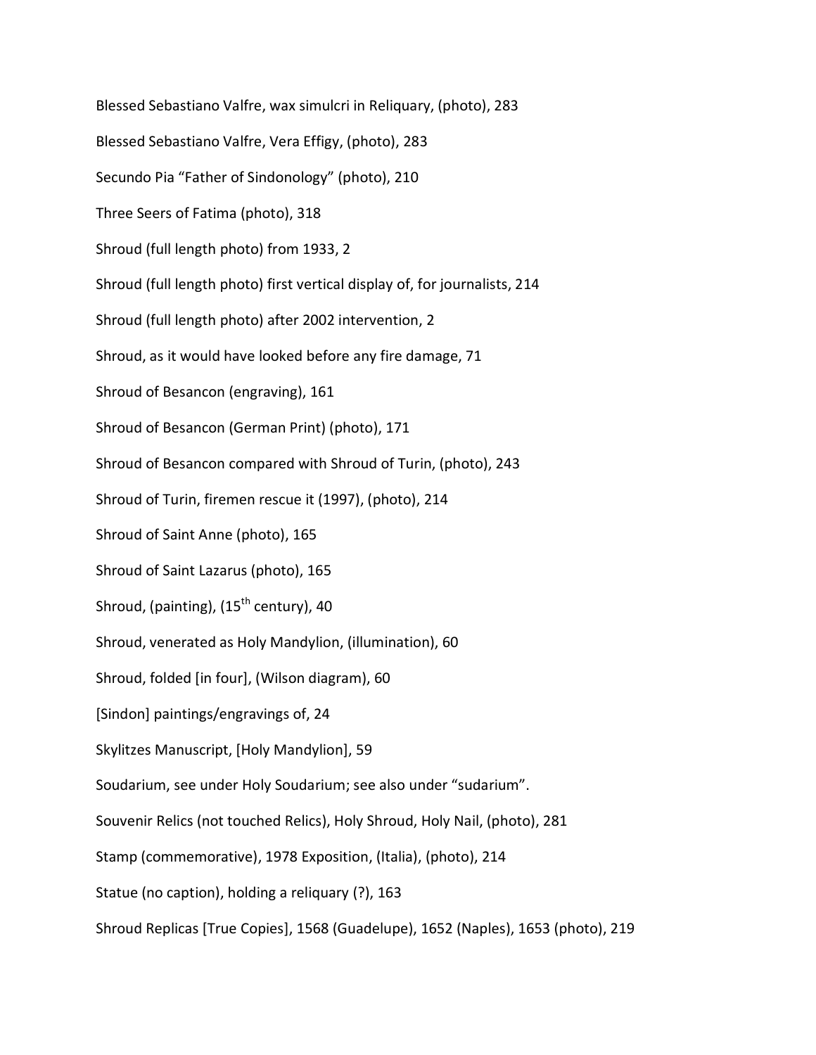Blessed Sebastiano Valfre, wax simulcri in Reliquary, (photo), 283

Blessed Sebastiano Valfre, Vera Effigy, (photo), 283

Secundo Pia "Father of Sindonology" (photo), 210

Three Seers of Fatima (photo), 318

Shroud (full length photo) from 1933, 2

Shroud (full length photo) first vertical display of, for journalists, 214

Shroud (full length photo) after 2002 intervention, 2

Shroud, as it would have looked before any fire damage, 71

Shroud of Besancon (engraving), 161

Shroud of Besancon (German Print) (photo), 171

Shroud of Besancon compared with Shroud of Turin, (photo), 243

Shroud of Turin, firemen rescue it (1997), (photo), 214

Shroud of Saint Anne (photo), 165

Shroud of Saint Lazarus (photo), 165

Shroud, (painting), (15th century), 40

Shroud, venerated as Holy Mandylion, (illumination), 60

Shroud, folded [in four], (Wilson diagram), 60

[Sindon] paintings/engravings of, 24

Skylitzes Manuscript, [Holy Mandylion], 59

Soudarium, see under Holy Soudarium; see also under "sudarium".

Souvenir Relics (not touched Relics), Holy Shroud, Holy Nail, (photo), 281

Stamp (commemorative), 1978 Exposition, (Italia), (photo), 214

Statue (no caption), holding a reliquary (?), 163

Shroud Replicas [True Copies], 1568 (Guadelupe), 1652 (Naples), 1653 (photo), 219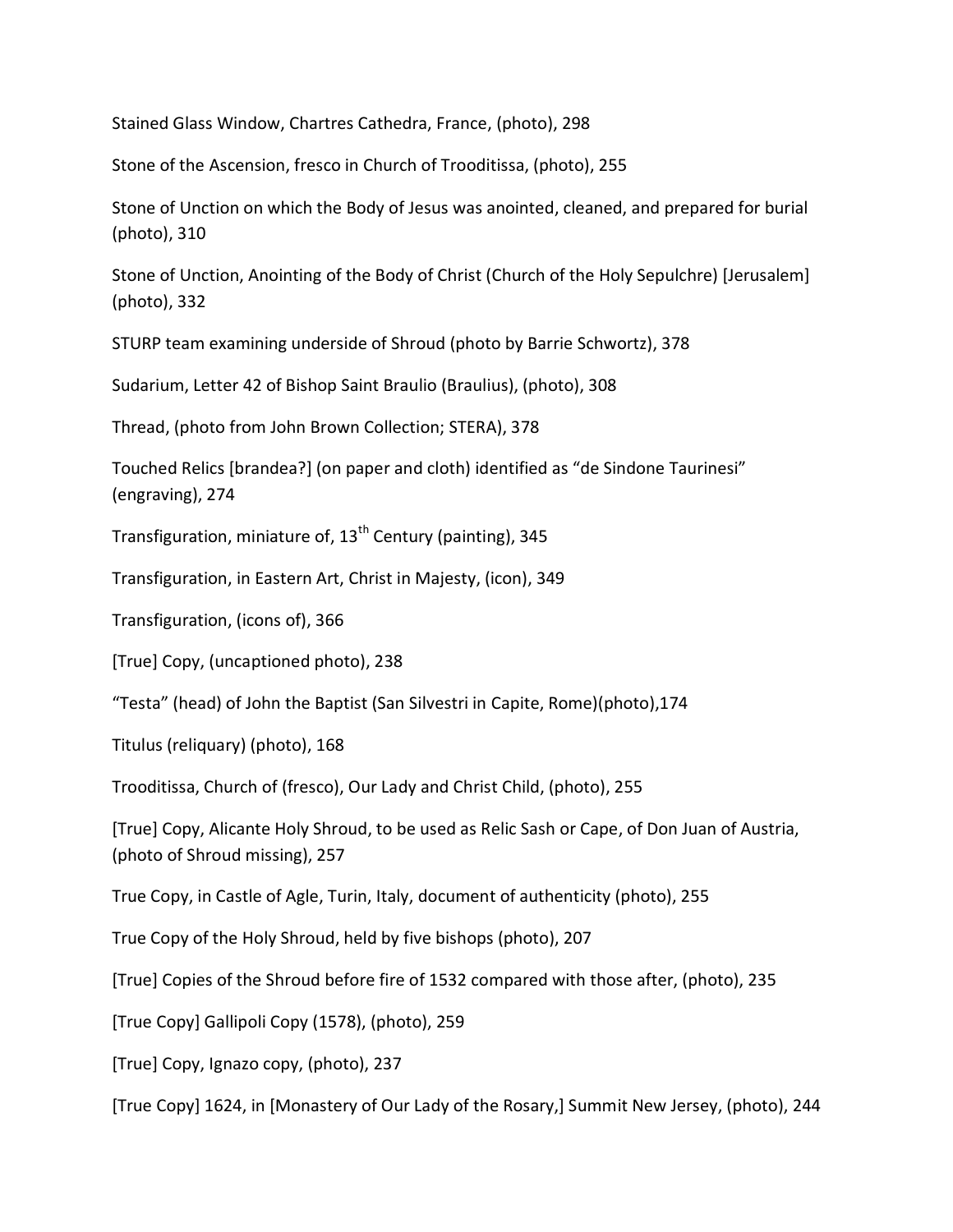Stained Glass Window, Chartres Cathedra, France, (photo), 298

Stone of the Ascension, fresco in Church of Trooditissa, (photo), 255

Stone of Unction on which the Body of Jesus was anointed, cleaned, and prepared for burial (photo), 310

Stone of Unction, Anointing of the Body of Christ (Church of the Holy Sepulchre) [Jerusalem] (photo), 332

STURP team examining underside of Shroud (photo by Barrie Schwortz), 378

Sudarium, Letter 42 of Bishop Saint Braulio (Braulius), (photo), 308

Thread, (photo from John Brown Collection; STERA), 378

Touched Relics [brandea?] (on paper and cloth) identified as "de Sindone Taurinesi" (engraving), 274

Transfiguration, miniature of, 13th Century (painting), 345

Transfiguration, in Eastern Art, Christ in Majesty, (icon), 349

Transfiguration, (icons of), 366

[True] Copy, (uncaptioned photo), 238

"Testa" (head) of John the Baptist (San Silvestri in Capite, Rome)(photo),174

Titulus (reliquary) (photo), 168

Trooditissa, Church of (fresco), Our Lady and Christ Child, (photo), 255

[True] Copy, Alicante Holy Shroud, to be used as Relic Sash or Cape, of Don Juan of Austria, (photo of Shroud missing), 257

True Copy, in Castle of Agle, Turin, Italy, document of authenticity (photo), 255

True Copy of the Holy Shroud, held by five bishops (photo), 207

[True] Copies of the Shroud before fire of 1532 compared with those after, (photo), 235

[True Copy] Gallipoli Copy (1578), (photo), 259

[True] Copy, Ignazo copy, (photo), 237

[True Copy] 1624, in [Monastery of Our Lady of the Rosary,] Summit New Jersey, (photo), 244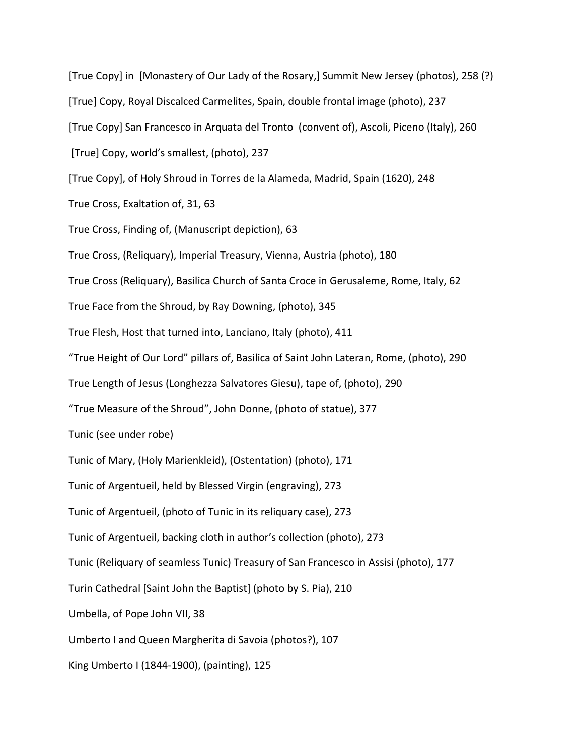[True Copy] in [Monastery of Our Lady of the Rosary,] Summit New Jersey (photos), 258 (?)

[True] Copy, Royal Discalced Carmelites, Spain, double frontal image (photo), 237

[True Copy] San Francesco in Arquata del Tronto (convent of), Ascoli, Piceno (Italy), 260

[True] Copy, world's smallest, (photo), 237

[True Copy], of Holy Shroud in Torres de la Alameda, Madrid, Spain (1620), 248

True Cross, Exaltation of, 31, 63

True Cross, Finding of, (Manuscript depiction), 63

True Cross, (Reliquary), Imperial Treasury, Vienna, Austria (photo), 180

True Cross (Reliquary), Basilica Church of Santa Croce in Gerusaleme, Rome, Italy, 62

True Face from the Shroud, by Ray Downing, (photo), 345

True Flesh, Host that turned into, Lanciano, Italy (photo), 411

"True Height of Our Lord" pillars of, Basilica of Saint John Lateran, Rome, (photo), 290

True Length of Jesus (Longhezza Salvatores Giesu), tape of, (photo), 290

"True Measure of the Shroud", John Donne, (photo of statue), 377

Tunic (see under robe)

Tunic of Mary, (Holy Marienkleid), (Ostentation) (photo), 171

Tunic of Argentueil, held by Blessed Virgin (engraving), 273

Tunic of Argentueil, (photo of Tunic in its reliquary case), 273

Tunic of Argentueil, backing cloth in author's collection (photo), 273

Tunic (Reliquary of seamless Tunic) Treasury of San Francesco in Assisi (photo), 177

Turin Cathedral [Saint John the Baptist] (photo by S. Pia), 210

Umbella, of Pope John VII, 38

Umberto I and Queen Margherita di Savoia (photos?), 107

King Umberto I (1844-1900), (painting), 125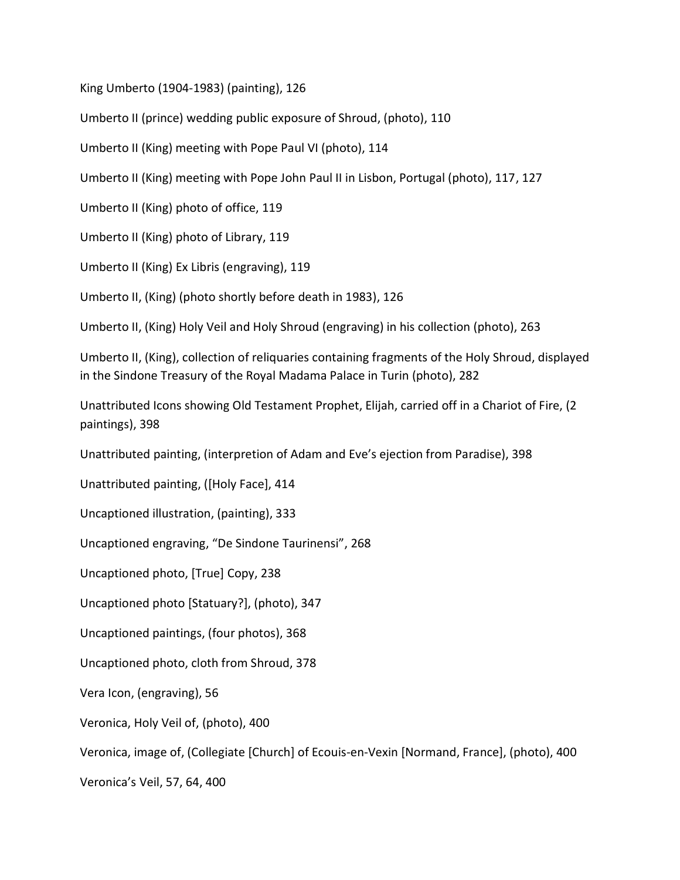King Umberto (1904-1983) (painting), 126

Umberto II (prince) wedding public exposure of Shroud, (photo), 110

Umberto II (King) meeting with Pope Paul VI (photo), 114

Umberto II (King) meeting with Pope John Paul II in Lisbon, Portugal (photo), 117, 127

Umberto II (King) photo of office, 119

Umberto II (King) photo of Library, 119

Umberto II (King) Ex Libris (engraving), 119

Umberto II, (King) (photo shortly before death in 1983), 126

Umberto II, (King) Holy Veil and Holy Shroud (engraving) in his collection (photo), 263

Umberto II, (King), collection of reliquaries containing fragments of the Holy Shroud, displayed in the Sindone Treasury of the Royal Madama Palace in Turin (photo), 282

Unattributed Icons showing Old Testament Prophet, Elijah, carried off in a Chariot of Fire, (2 paintings), 398

Unattributed painting, (interpretion of Adam and Eve's ejection from Paradise), 398

Unattributed painting, ([Holy Face], 414

Uncaptioned illustration, (painting), 333

Uncaptioned engraving, "De Sindone Taurinensi", 268

Uncaptioned photo, [True] Copy, 238

Uncaptioned photo [Statuary?], (photo), 347

Uncaptioned paintings, (four photos), 368

Uncaptioned photo, cloth from Shroud, 378

Vera Icon, (engraving), 56

Veronica, Holy Veil of, (photo), 400

Veronica, image of, (Collegiate [Church] of Ecouis-en-Vexin [Normand, France], (photo), 400

Veronica's Veil, 57, 64, 400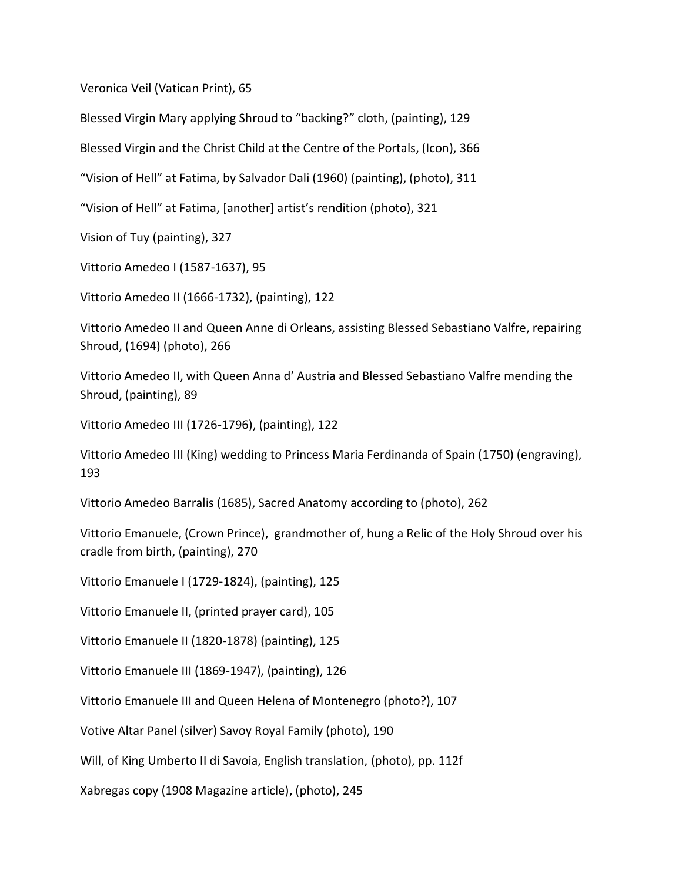Veronica Veil (Vatican Print), 65

Blessed Virgin Mary applying Shroud to "backing?" cloth, (painting), 129

Blessed Virgin and the Christ Child at the Centre of the Portals, (Icon), 366

"Vision of Hell" at Fatima, by Salvador Dali (1960) (painting), (photo), 311

"Vision of Hell" at Fatima, [another] artist's rendition (photo), 321

Vision of Tuy (painting), 327

Vittorio Amedeo I (1587-1637), 95

Vittorio Amedeo II (1666-1732), (painting), 122

Vittorio Amedeo II and Queen Anne di Orleans, assisting Blessed Sebastiano Valfre, repairing Shroud, (1694) (photo), 266

Vittorio Amedeo II, with Queen Anna d' Austria and Blessed Sebastiano Valfre mending the Shroud, (painting), 89

Vittorio Amedeo III (1726-1796), (painting), 122

Vittorio Amedeo III (King) wedding to Princess Maria Ferdinanda of Spain (1750) (engraving), 193

Vittorio Amedeo Barralis (1685), Sacred Anatomy according to (photo), 262

Vittorio Emanuele, (Crown Prince), grandmother of, hung a Relic of the Holy Shroud over his cradle from birth, (painting), 270

Vittorio Emanuele I (1729-1824), (painting), 125

Vittorio Emanuele II, (printed prayer card), 105

Vittorio Emanuele II (1820-1878) (painting), 125

Vittorio Emanuele III (1869-1947), (painting), 126

Vittorio Emanuele III and Queen Helena of Montenegro (photo?), 107

Votive Altar Panel (silver) Savoy Royal Family (photo), 190

Will, of King Umberto II di Savoia, English translation, (photo), pp. 112f

Xabregas copy (1908 Magazine article), (photo), 245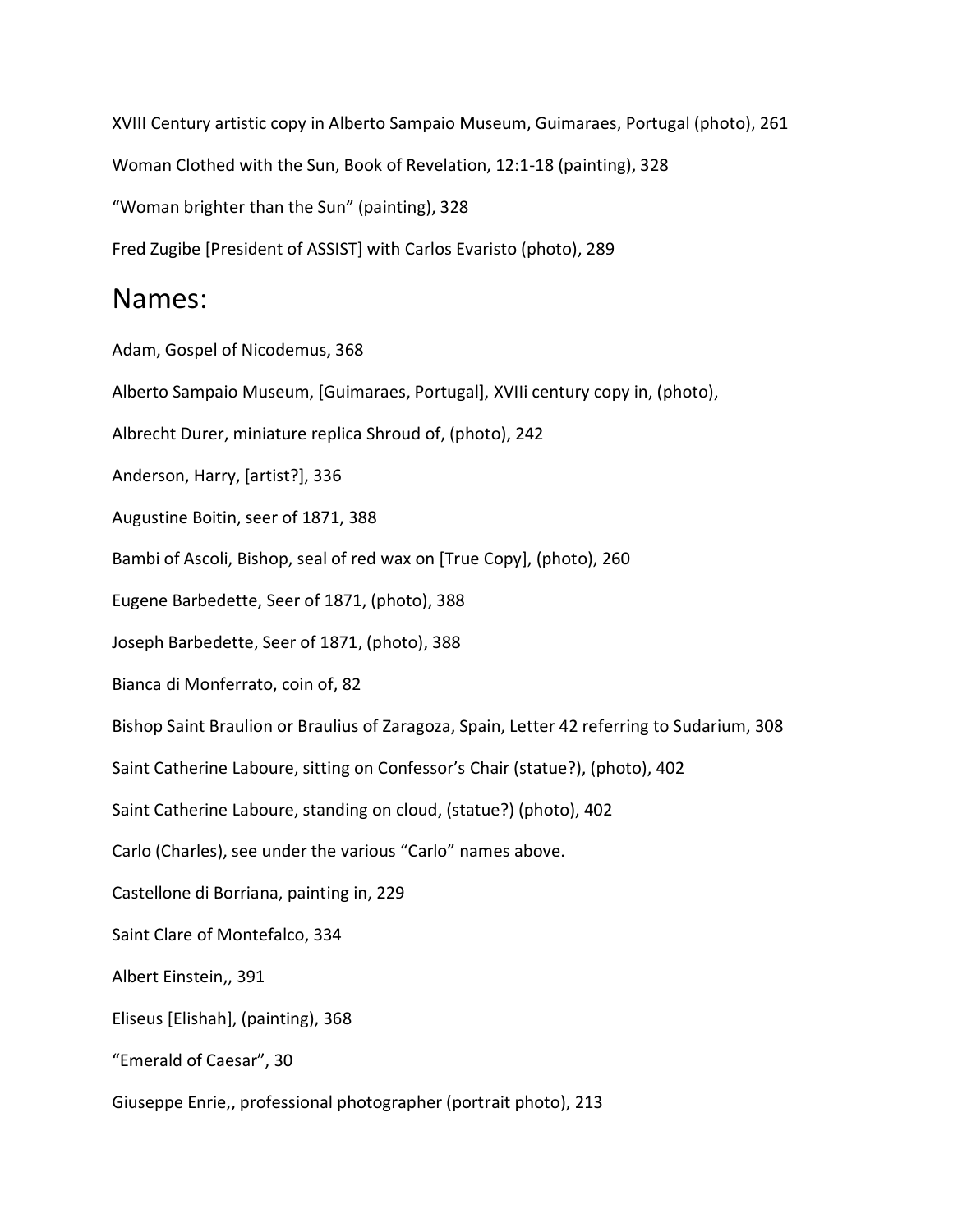XVIII Century artistic copy in Alberto Sampaio Museum, Guimaraes, Portugal (photo), 261

Woman Clothed with the Sun, Book of Revelation, 12:1-18 (painting), 328

“Woman brighter than the Sun” (painting), 328

Fred Zugibe [President of ASSIST] with Carlos Evaristo (photo), 289

# Names:

Adam, Gospel of Nicodemus, 368

Alberto Sampaio Museum, [Guimaraes, Portugal], XVIIi century copy in, (photo),

Albrecht Durer, miniature replica Shroud of, (photo), 242

Anderson, Harry, [artist?], 336

Augustine Boitin, seer of 1871, 388

Bambi of Ascoli, Bishop, seal of red wax on [True Copy], (photo), 260

Eugene Barbedette, Seer of 1871, (photo), 388

Joseph Barbedette, Seer of 1871, (photo), 388

Bianca di Monferrato, coin of, 82

Bishop Saint Braulion or Braulius of Zaragoza, Spain, Letter 42 referring to Sudarium, 308

Saint Catherine Laboure, sitting on Confessor’s Chair (statue?), (photo), 402

Saint Catherine Laboure, standing on cloud, (statue?) (photo), 402

Carlo (Charles), see under the various “Carlo” names above.

Castellone di Borriana, painting in, 229

Saint Clare of Montefalco, 334

Albert Einstein,, 391

Eliseus [Elishah], (painting), 368

“Emerald of Caesar”, 30

Giuseppe Enrie,, professional photographer (portrait photo), 213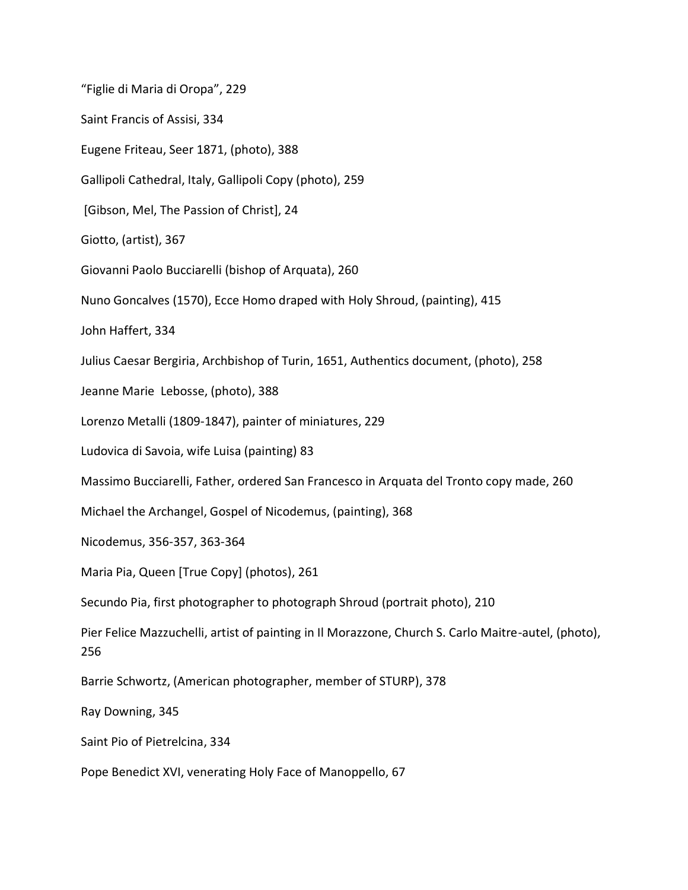“Figlie di Maria di Oropa”, 229

Saint Francis of Assisi, 334

Eugene Friteau, Seer 1871, (photo), 388

Gallipoli Cathedral, Italy, Gallipoli Copy (photo), 259

[Gibson, Mel, The Passion of Christ], 24

Giotto, (artist), 367

Giovanni Paolo Bucciarelli (bishop of Arquata), 260

Nuno Goncalves (1570), Ecce Homo draped with Holy Shroud, (painting), 415

John Haffert, 334

Julius Caesar Bergiria, Archbishop of Turin, 1651, Authentics document, (photo), 258

Jeanne Marie Lebosse, (photo), 388

Lorenzo Metalli (1809-1847), painter of miniatures, 229

Ludovica di Savoia, wife Luisa (painting) 83

Massimo Bucciarelli, Father, ordered San Francesco in Arquata del Tronto copy made, 260

Michael the Archangel, Gospel of Nicodemus, (painting), 368

Nicodemus, 356-357, 363-364

Maria Pia, Queen [True Copy] (photos), 261

Secundo Pia, first photographer to photograph Shroud (portrait photo), 210

Pier Felice Mazzuchelli, artist of painting in Il Morazzone, Church S. Carlo Maitre-autel, (photo), 256

Barrie Schwortz, (American photographer, member of STURP), 378

Ray Downing, 345

Saint Pio of Pietrelcina, 334

Pope Benedict XVI, venerating Holy Face of Manoppello, 67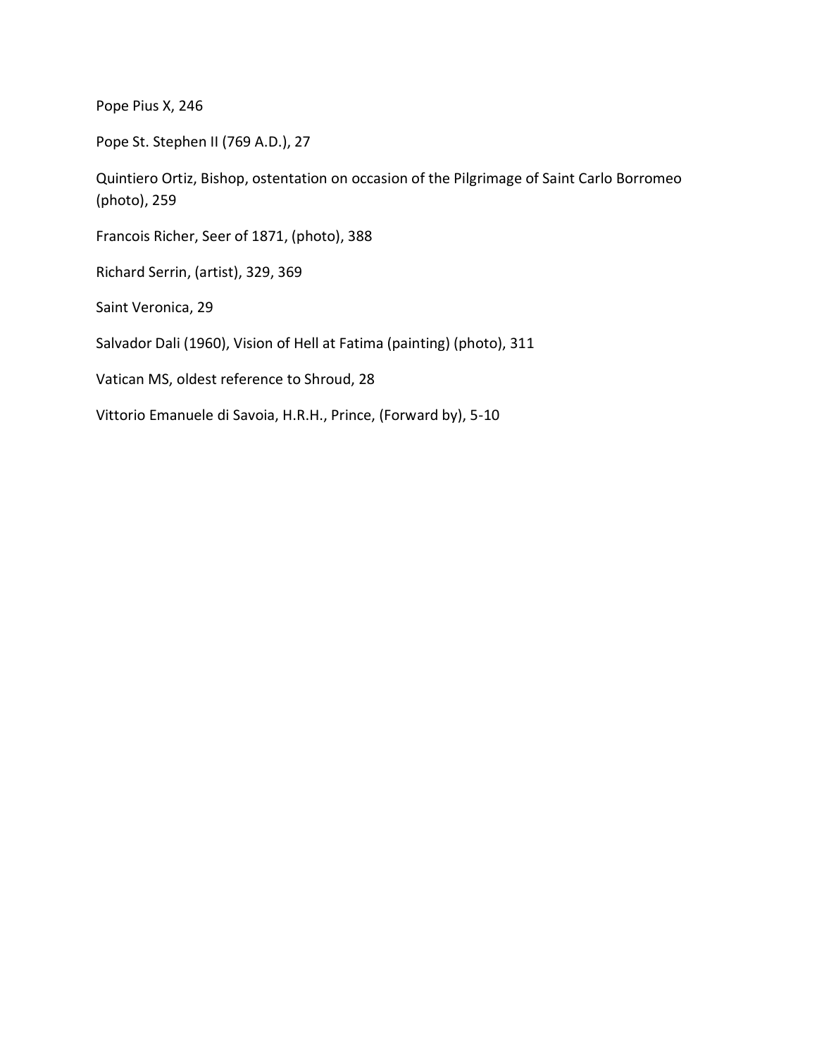Pope Pius X, 246

Pope St. Stephen II (769 A.D.), 27

Quintiero Ortiz, Bishop, ostentation on occasion of the Pilgrimage of Saint Carlo Borromeo (photo), 259

Francois Richer, Seer of 1871, (photo), 388

Richard Serrin, (artist), 329, 369

Saint Veronica, 29

Salvador Dali (1960), Vision of Hell at Fatima (painting) (photo), 311

Vatican MS, oldest reference to Shroud, 28

Vittorio Emanuele di Savoia, H.R.H., Prince, (Forward by), 5-10